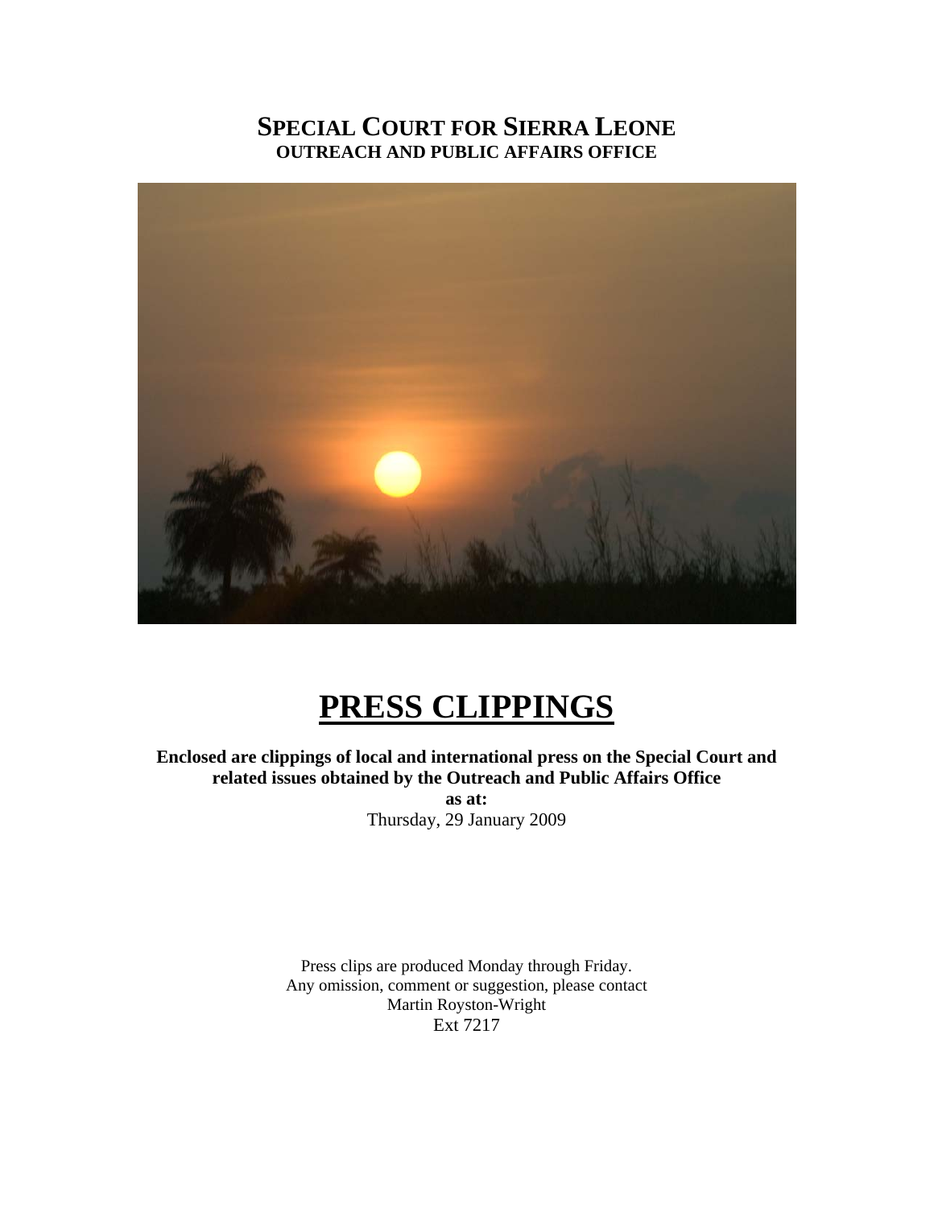# SPECIAL COURT FOR SIERRA LEONE
## OUTREACH AND PUBLIC AFFAIRS OFFICE

# PRESS CLIPPINGS

**Enclosed are clippings of local and international press on the Special Court and related issues obtained by the Outreach and Public Affairs Office**

**as at:**

Thursday, 29 January 2009

Press clips are produced Monday through Friday.
Any omission, comment or suggestion, please contact
Martin Royston-Wright
Ext 7217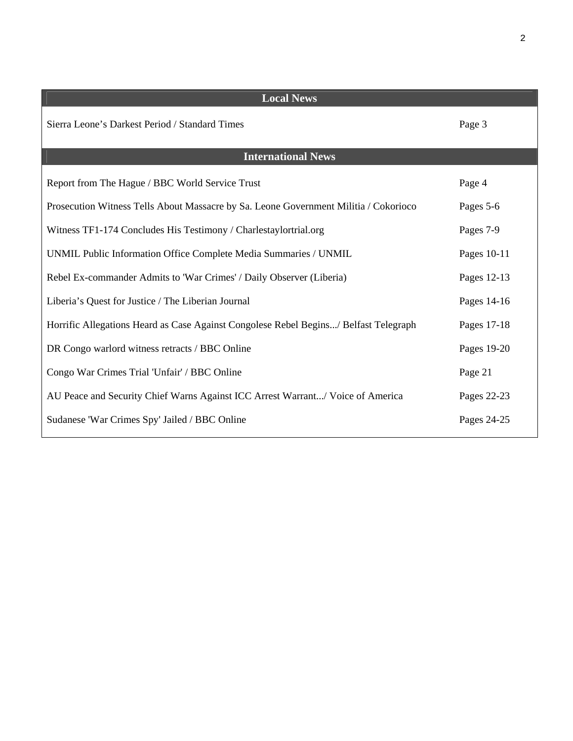| Local News | |
|---|---|
| Sierra Leone’s Darkest Period / Standard Times | Page 3 |

| International News | |
|---|---|
| Report from The Hague / BBC World Service Trust | Page 4 |
| Prosecution Witness Tells About Massacre by Sa. Leone Government Militia / Cokorioco | Pages 5-6 |
| Witness TF1-174 Concludes His Testimony / Charlestaylortrial.org | Pages 7-9 |
| UNMIL Public Information Office Complete Media Summaries / UNMIL | Pages 10-11 |
| Rebel Ex-commander Admits to 'War Crimes' / Daily Observer (Liberia) | Pages 12-13 |
| Liberia’s Quest for Justice / The Liberian Journal | Pages 14-16 |
| Horrific Allegations Heard as Case Against Congolese Rebel Begins.../ Belfast Telegraph | Pages 17-18 |
| DR Congo warlord witness retracts / BBC Online | Pages 19-20 |
| Congo War Crimes Trial 'Unfair' / BBC Online | Page 21 |
| AU Peace and Security Chief Warns Against ICC Arrest Warrant.../ Voice of America | Pages 22-23 |
| Sudanese 'War Crimes Spy' Jailed / BBC Online | Pages 24-25 |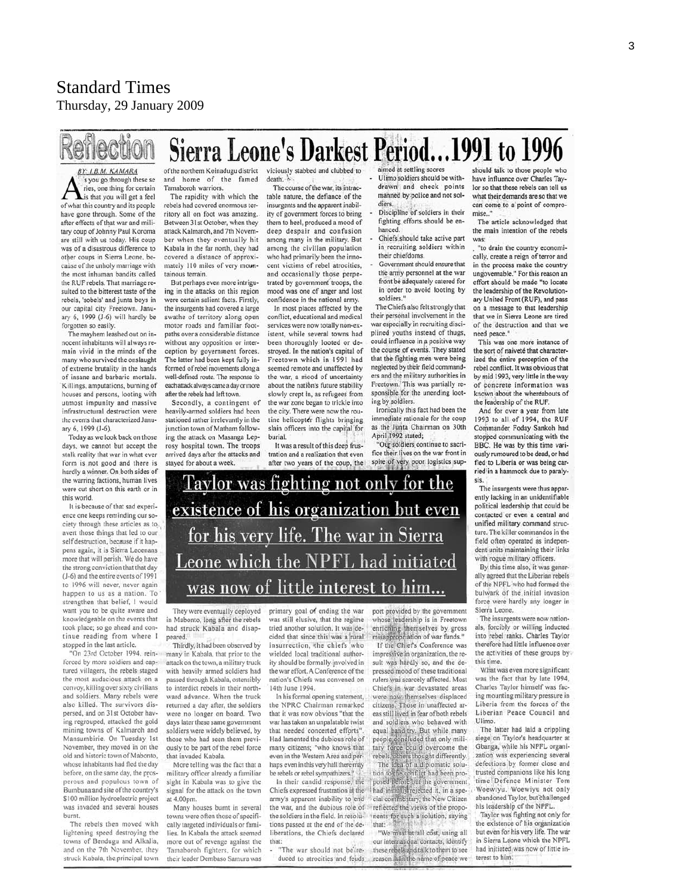# Standard Times
Thursday, 29 January 2009

## Reflection

# Sierra Leone's Darkest Period...1991 to 1996

BY: I.B.M. KAMARA

As you go through these series, one thing for certain is that you will get a feel of what this country and its people have gone through. Some of the after effects of that war and military coup of Johnny Paul Koroma are still with us today. His coup was of a disastrous difference to other coups in Sierra Leone, because of the unholy marriage with the most inhuman bandits called the RUF rebels. That marriage resulted to the bitterest taste of the rebels, 'sobels' and junta boys in our capital city Freetown. January 6, 1999 (J-6) will hardly be forgotten so easily.

The mayhem leashed out on innocent inhabitants will always remain vivid in the minds of the many who survived the onslaught of extreme brutality in the hands of insane and barbaric mortals. Killings, amputations, burning of houses and persons, looting with utmost impunity and massive infrastructural destruction were the events that characterized January 6, 1999 (J-6).

Today as we look back on those days, we cannot but accept the stalk reality that war in what ever form is not good and there is hardly a winner. On both sides of the warring factions, human lives were cut short on this earth or in this world.

It is because of that sad experience one keeps reminding our society through these articles as to avert those things that led to our self destruction, because if it happens again, it is Sierra Leoneans more that will perish. We do have the strong conviction that that day (J-6) and the entire events of 1991 to 1996 will never, never again happen to us as a nation. To strengthen that belief, I would want you to be quite aware and knowledgeable on the events that took place; so go ahead and continue reading from where I stopped in the last article.

"On 23rd October 1994, reinforced by more soldiers and captured villagers, the rebels staged the most audacious attack on a convoy, killing over sixty civilians and soldiers. Many rebels were also killed. The survivors dispersed, and on 31st October having regrouped, attacked the gold mining towns of Kalmarch and Mansumbirie. On Tuesday 1st November, they moved in on the old and historic town of Mabonto, whose inhabitants had fled the day before, on the same day, the prosperous and populous town of Bumbuna and site of the country's $100 million hydroelectric project was invaded and several houses burnt.

The rebels then moved with lightening speed destroying the towns of Bendugu and Alkalia, and on the 7th November, they struck Kabala, the principal town of the northern Koinadugu district and home of the famed Tamaboroh warriors.

The rapidity with which the rebels had covered enormous territory all on foot was amazing. Between 31st October, when they attack Kalmarch, and 7th November when they eventually hit Kabala in the far north, they had covered a distance of approximately 110 miles of very mountainous terrain.

But perhaps even more intriguing in the attacks on this region were certain salient facts. Firstly, the insurgents had covered a large swathe of territory along open motor roads and familiar footpaths over a considerable distance without any opposition or interception by government forces. The latter had been kept fully informed of rebel movements along a well-defined route. The response to each attack always came a day or more after the rebels had left town.

Secondly, a contingent of heavily-armed soldiers had been stationed rather irrelevantly in the junction town of Matham following the attack on Masanga Leprosy hospital town. The troops arrived days after the attacks and stayed for about a week.

They were eventually deployed in Mabonto, long after the rebels had struck Kabala and disappeared.

Thirdly, it had been observed by many in Kabala, that prior to the attack on the town, a military truck with heavily armed soldiers had passed through Kabala, ostensibly to interdict rebels in their northward advance. When the truck returned a day after, the soldiers were no longer on board. Two days later these same government soldiers were widely believed, by those who had seen them previously to be part of the rebel force that invaded Kabala.

More telling was the fact that a military officer already a familiar sight in Kabala was to give the signal for the attack on the town at 4.00pm.

Many houses burnt in several towns were often those of specifically targeted individuals or families. In Kabala the attack seemed more out of revenge against the Tamaboroh fighters, for which their leader Dembaso Samura was viciously stabbed and clubbed to death.

The course of the war, its intractable nature, the defiance of the insurgents and the apparent inability of government forces to bring them to heel, produced a mood of deep despair and confusion among many in the military. But among the civilian population who had primarily been the innocent victims of rebel atrocities, and occasionally those perpetrated by government troops, the mood was one of anger and lost confidence in the national army.

In most places affected by the conflict, educational and medical services were now totally non-existent, while several towns had been thoroughly looted or destroyed. In the nation's capital of Freetown which in 1991 had seemed remote and unaffected by the war, a mood of uncertainty about the nation's future stability slowly crept in, as refugees from the war zone began to trickle into the city. There were now the routine helicopter flights bringing slain officers into the capital for burial.

It was a result of this deep frustration and a realization that even after two years of the coup, the primary goal of ending the war was still elusive, that the regime tried another solution. It was decided that since this was a rural insurrection, the chiefs who wielded local traditional authority should be formally involved in the war effort. A Conference of the nation's Chiefs was convened on 14th June 1994.

In his formal opening statement, the NPRC Chairman remarked that it was now obvious "that the war has taken an unpalatable twist that needed concerted efforts". Had lamented the dubious role of many citizens; "who knows that even in the Western Area and perhaps even in this very hall there may be rebels or rebel sympathizers."

In their candid response, the Chiefs expressed frustration at the army's apparent inability to end the war, and the dubious role of the soldiers in the field. In resolutions passed at the end of the deliberations, the Chiefs declared that:

- "The war should not be reduced to atrocities and feuds aimed at settling scores
- Ulimo soldiers should be withdrawn and check points manned by police and not soldiers.
- Discipline of soldiers in their fighting efforts should be enhanced.
- Chiefs should take active part in recruiting soldiers within their chiefdoms.
- Government should ensure that the army personnel at the war front be adequately catered for in order to avoid looting by soldiers."

The Chiefs also felt strongly that their personal involvement in the war especially in recruiting disciplined youths instead of thugs, could influence in a positive way the course of events. They stated that the fighting men were being neglected by their field commanders and the military authorities in Freetown. This was partially responsible for the unending looting by soldiers.

Ironically this fact had been the immediate rationale for the coup as the Junta Chairman on 30th April 1992 stated;

"Our soldiers continue to sacrifice their lives on the war front in spite of very poor logistics support provided by the government whose leadership is in Freetown enriching themselves by gross misappropriation of war funds."

If the Chief's Conference was impressive in organization, the result was hardly so, and the depressed mood of these traditional rulers was scarcely affected. Most Chiefs in war devastated areas were now themselves displaced citizens. Those in unaffected areas still lived in fear of both rebels and soldiers who behaved with equal banditry. But while many people concluded that only military force could overcome the rebels, others thought differently.

The idea of a diplomatic solution to the conflict had been proposed before but the government had initially rejected it, in a special commentary, the New Citizen reflected the views of the proponents for such a solution, saying that:

"We must at all cost, using all our international contacts, identify these rebels and talk to them to see reason. In the name of peace we should talk to those people who have influence over Charles Taylor so that these rebels can tell us what their demands are so that we can come to a point of compromise.."

The article acknowledged that the main intention of the rebels was:

"to drain the country economically, create a reign of terror and in the process make the country ungovernable." For this reason an effort should be made "to locate the leadership of the Revolutionary United Front (RUF), and pass on a message to that leadership that we in Sierra Leone are tired of the destruction and that we need peace."

This was one more instance of the sort of naiveté that characterized the entire perception of the rebel conflict. It was obvious that by mid 1993, very little in the way of concrete information was known about the whereabouts of the leadership of the RUF.

And for over a year from late 1993 to all of 1994, the RUF Commander Foday Sankoh had stopped communicating with the BBC. He was by this time variously rumoured to be dead, or had fled to Liberia or was being carried in a hammock due to paralysis.

The insurgents were thus apparently lacking in an unidentifiable political leadership that could be contacted or even a central and unified military command structure. The killer commandos in the field often operated as independent units maintaining their links with rogue military officers.

By this time also, it was generally agreed that the Liberian rebels of the NPFL who had formed the bulwark of the initial invasion force were hardly any longer in Sierra Leone.

The insurgents were now nationals, forcibly or willing inducted into rebel ranks. Charles Taylor therefore had little influence over the activities of these groups by this time.

What was even more significant was the fact that by late 1994, Charles Taylor himself was facing mounting military pressure in Liberia from the forces of the Liberian Peace Council and Ulimo.

The latter had laid a crippling siege on Taylor's headquarter at Gbanga, while his NPFL organization was experiencing several defections by former close and trusted companions like his long time Defence Minister Tom Woewiyu. Woewiyu not only abandoned Taylor, but challenged his leadership of the NPFL.

Taylor was fighting not only for the existence of his organization but even for his very life. The war in Sierra Leone which the NPFL had initiated was now of little interest to him.

**Taylor was fighting not only for the existence of his organization but even for his very life. The war in Sierra Leone which the NPFL had initiated was now of little interest to him...**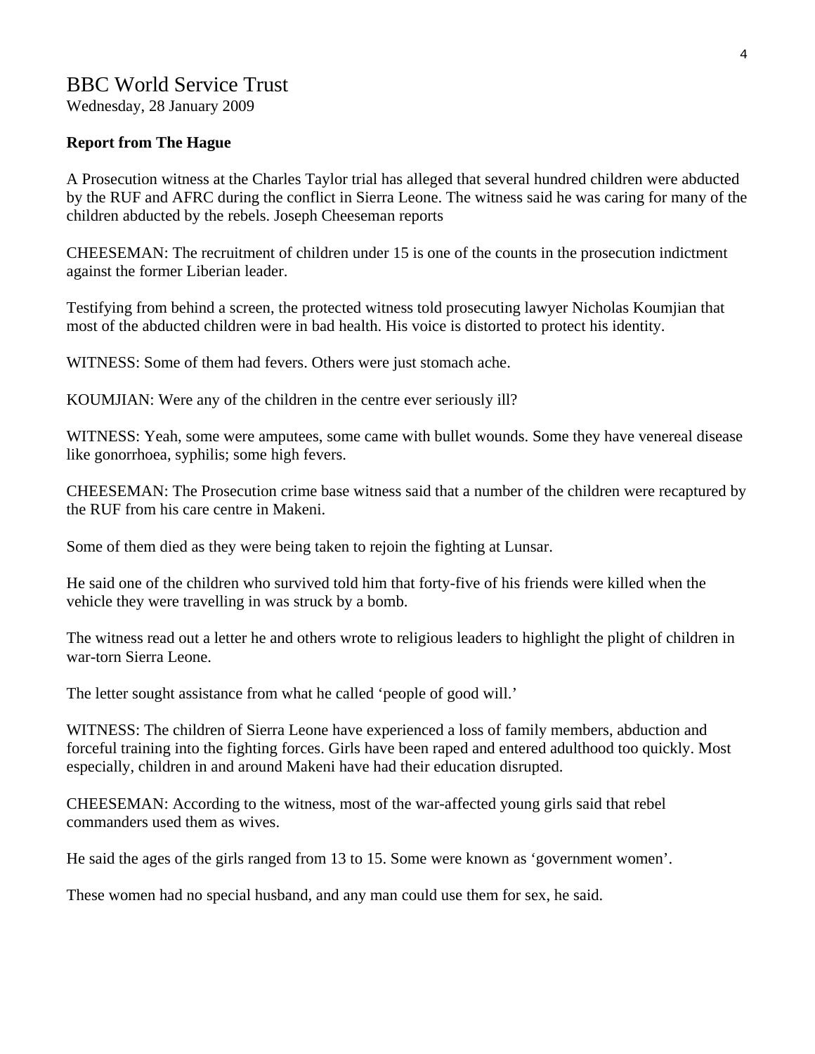# BBC World Service Trust

Wednesday, 28 January 2009

**Report from The Hague**

A Prosecution witness at the Charles Taylor trial has alleged that several hundred children were abducted by the RUF and AFRC during the conflict in Sierra Leone. The witness said he was caring for many of the children abducted by the rebels. Joseph Cheeseman reports

CHEESEMAN: The recruitment of children under 15 is one of the counts in the prosecution indictment against the former Liberian leader.

Testifying from behind a screen, the protected witness told prosecuting lawyer Nicholas Koumjian that most of the abducted children were in bad health. His voice is distorted to protect his identity.

WITNESS: Some of them had fevers. Others were just stomach ache.

KOUMJIAN: Were any of the children in the centre ever seriously ill?

WITNESS: Yeah, some were amputees, some came with bullet wounds. Some they have venereal disease like gonorrhoea, syphilis; some high fevers.

CHEESEMAN: The Prosecution crime base witness said that a number of the children were recaptured by the RUF from his care centre in Makeni.

Some of them died as they were being taken to rejoin the fighting at Lunsar.

He said one of the children who survived told him that forty-five of his friends were killed when the vehicle they were travelling in was struck by a bomb.

The witness read out a letter he and others wrote to religious leaders to highlight the plight of children in war-torn Sierra Leone.

The letter sought assistance from what he called 'people of good will.'

WITNESS: The children of Sierra Leone have experienced a loss of family members, abduction and forceful training into the fighting forces. Girls have been raped and entered adulthood too quickly. Most especially, children in and around Makeni have had their education disrupted.

CHEESEMAN: According to the witness, most of the war-affected young girls said that rebel commanders used them as wives.

He said the ages of the girls ranged from 13 to 15. Some were known as 'government women'.

These women had no special husband, and any man could use them for sex, he said.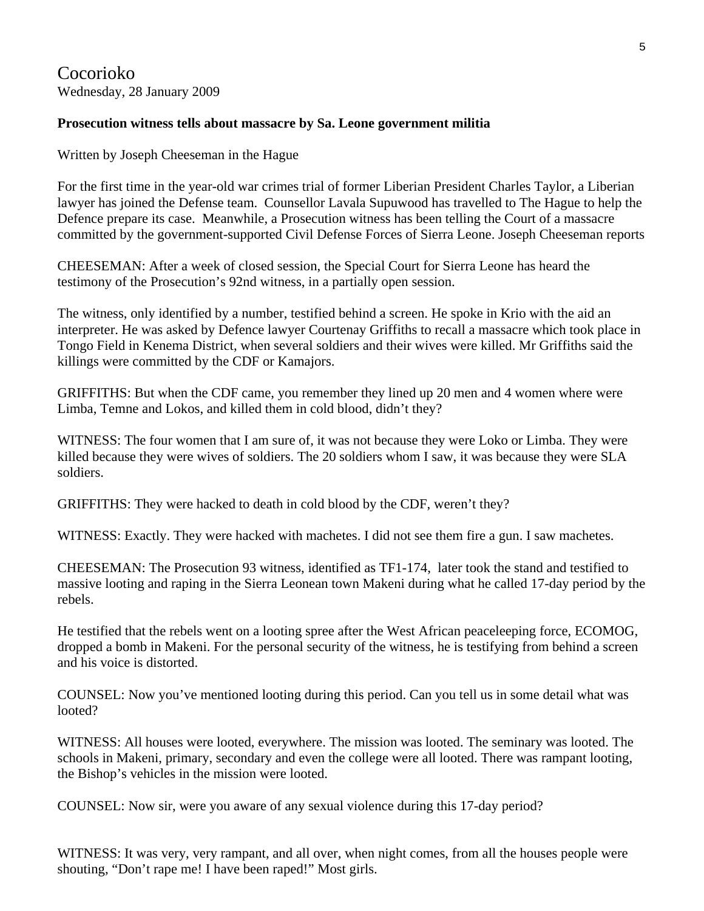# Cocorioko

Wednesday, 28 January 2009

**Prosecution witness tells about massacre by Sa. Leone government militia**

Written by Joseph Cheeseman in the Hague

For the first time in the year-old war crimes trial of former Liberian President Charles Taylor, a Liberian lawyer has joined the Defense team. Counsellor Lavala Supuwood has travelled to The Hague to help the Defence prepare its case. Meanwhile, a Prosecution witness has been telling the Court of a massacre committed by the government-supported Civil Defense Forces of Sierra Leone. Joseph Cheeseman reports

CHEESEMAN: After a week of closed session, the Special Court for Sierra Leone has heard the testimony of the Prosecution's 92nd witness, in a partially open session.

The witness, only identified by a number, testified behind a screen. He spoke in Krio with the aid an interpreter. He was asked by Defence lawyer Courtenay Griffiths to recall a massacre which took place in Tongo Field in Kenema District, when several soldiers and their wives were killed. Mr Griffiths said the killings were committed by the CDF or Kamajors.

GRIFFITHS: But when the CDF came, you remember they lined up 20 men and 4 women where were Limba, Temne and Lokos, and killed them in cold blood, didn't they?

WITNESS: The four women that I am sure of, it was not because they were Loko or Limba. They were killed because they were wives of soldiers. The 20 soldiers whom I saw, it was because they were SLA soldiers.

GRIFFITHS: They were hacked to death in cold blood by the CDF, weren't they?

WITNESS: Exactly. They were hacked with machetes. I did not see them fire a gun. I saw machetes.

CHEESEMAN: The Prosecution 93 witness, identified as TF1-174, later took the stand and testified to massive looting and raping in the Sierra Leonean town Makeni during what he called 17-day period by the rebels.

He testified that the rebels went on a looting spree after the West African peaceleeping force, ECOMOG, dropped a bomb in Makeni. For the personal security of the witness, he is testifying from behind a screen and his voice is distorted.

COUNSEL: Now you've mentioned looting during this period. Can you tell us in some detail what was looted?

WITNESS: All houses were looted, everywhere. The mission was looted. The seminary was looted. The schools in Makeni, primary, secondary and even the college were all looted. There was rampant looting, the Bishop's vehicles in the mission were looted.

COUNSEL: Now sir, were you aware of any sexual violence during this 17-day period?

WITNESS: It was very, very rampant, and all over, when night comes, from all the houses people were shouting, "Don't rape me! I have been raped!" Most girls.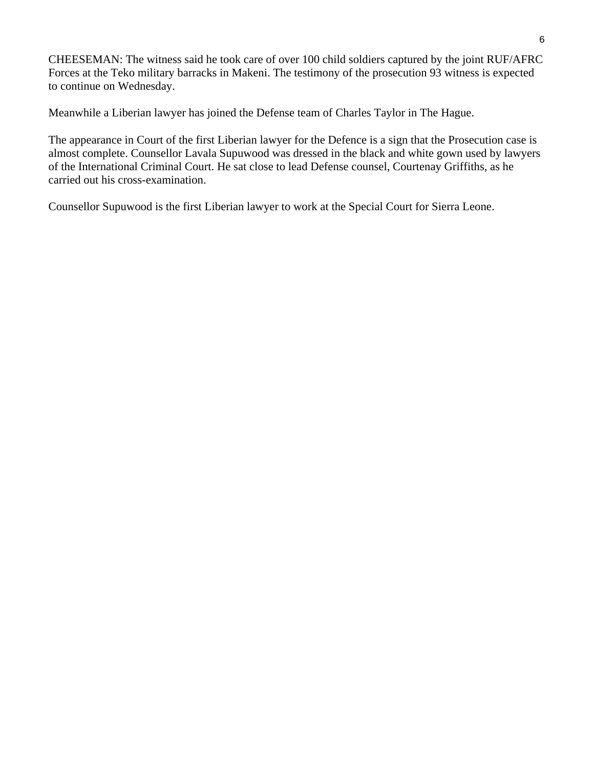CHEESEMAN: The witness said he took care of over 100 child soldiers captured by the joint RUF/AFRC Forces at the Teko military barracks in Makeni. The testimony of the prosecution 93 witness is expected to continue on Wednesday.

Meanwhile a Liberian lawyer has joined the Defense team of Charles Taylor in The Hague.

The appearance in Court of the first Liberian lawyer for the Defence is a sign that the Prosecution case is almost complete. Counsellor Lavala Supuwood was dressed in the black and white gown used by lawyers of the International Criminal Court. He sat close to lead Defense counsel, Courtenay Griffiths, as he carried out his cross-examination.

Counsellor Supuwood is the first Liberian lawyer to work at the Special Court for Sierra Leone.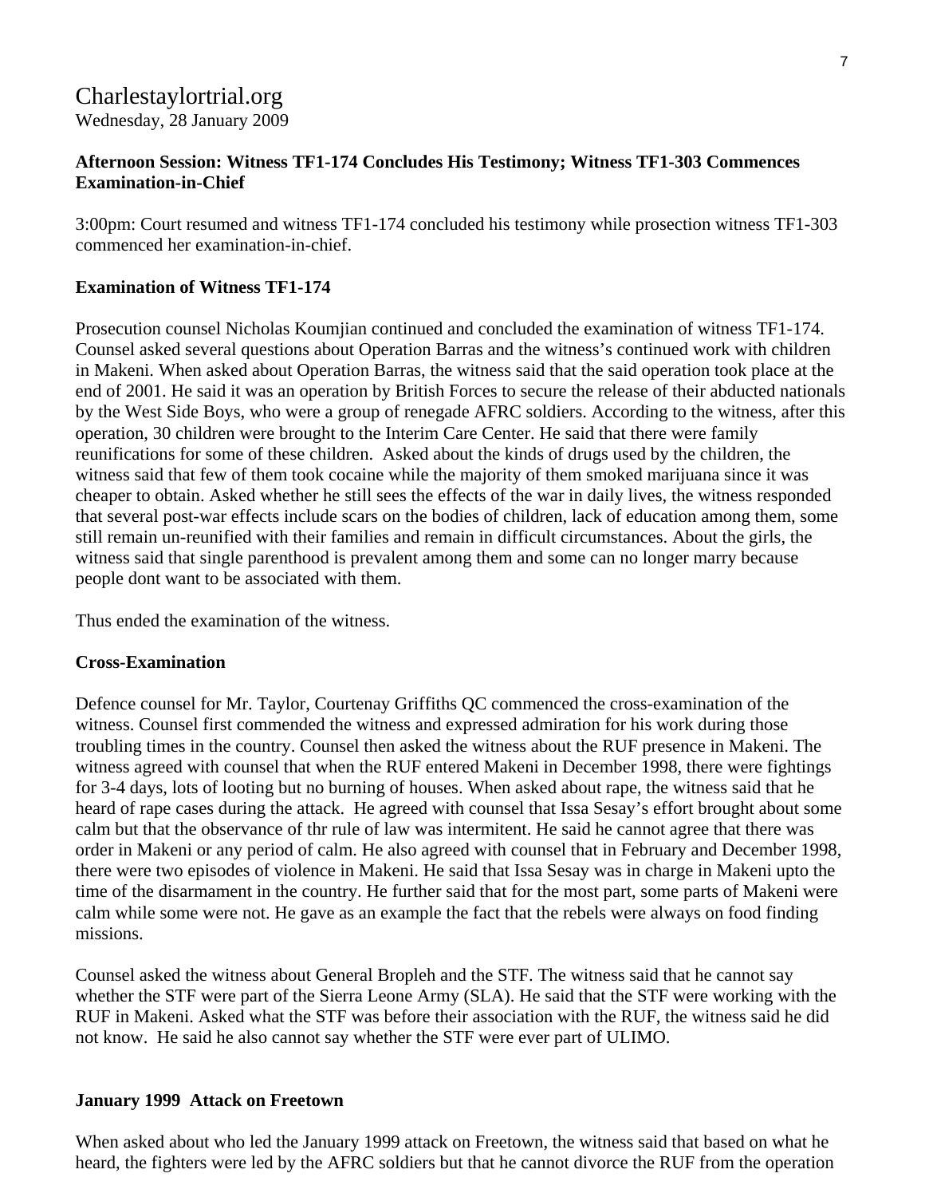Charlestaylortrial.org
Wednesday, 28 January 2009

**Afternoon Session: Witness TF1-174 Concludes His Testimony; Witness TF1-303 Commences Examination-in-Chief**

3:00pm: Court resumed and witness TF1-174 concluded his testimony while prosection witness TF1-303 commenced her examination-in-chief.

**Examination of Witness TF1-174**

Prosecution counsel Nicholas Koumjian continued and concluded the examination of witness TF1-174. Counsel asked several questions about Operation Barras and the witness's continued work with children in Makeni. When asked about Operation Barras, the witness said that the said operation took place at the end of 2001. He said it was an operation by British Forces to secure the release of their abducted nationals by the West Side Boys, who were a group of renegade AFRC soldiers. According to the witness, after this operation, 30 children were brought to the Interim Care Center. He said that there were family reunifications for some of these children. Asked about the kinds of drugs used by the children, the witness said that few of them took cocaine while the majority of them smoked marijuana since it was cheaper to obtain. Asked whether he still sees the effects of the war in daily lives, the witness responded that several post-war effects include scars on the bodies of children, lack of education among them, some still remain un-reunified with their families and remain in difficult circumstances. About the girls, the witness said that single parenthood is prevalent among them and some can no longer marry because people dont want to be associated with them.

Thus ended the examination of the witness.

**Cross-Examination**

Defence counsel for Mr. Taylor, Courtenay Griffiths QC commenced the cross-examination of the witness. Counsel first commended the witness and expressed admiration for his work during those troubling times in the country. Counsel then asked the witness about the RUF presence in Makeni. The witness agreed with counsel that when the RUF entered Makeni in December 1998, there were fightings for 3-4 days, lots of looting but no burning of houses. When asked about rape, the witness said that he heard of rape cases during the attack. He agreed with counsel that Issa Sesay's effort brought about some calm but that the observance of thr rule of law was intermitent. He said he cannot agree that there was order in Makeni or any period of calm. He also agreed with counsel that in February and December 1998, there were two episodes of violence in Makeni. He said that Issa Sesay was in charge in Makeni upto the time of the disarmament in the country. He further said that for the most part, some parts of Makeni were calm while some were not. He gave as an example the fact that the rebels were always on food finding missions.

Counsel asked the witness about General Bropleh and the STF. The witness said that he cannot say whether the STF were part of the Sierra Leone Army (SLA). He said that the STF were working with the RUF in Makeni. Asked what the STF was before their association with the RUF, the witness said he did not know. He said he also cannot say whether the STF were ever part of ULIMO.

**January 1999 Attack on Freetown**

When asked about who led the January 1999 attack on Freetown, the witness said that based on what he heard, the fighters were led by the AFRC soldiers but that he cannot divorce the RUF from the operation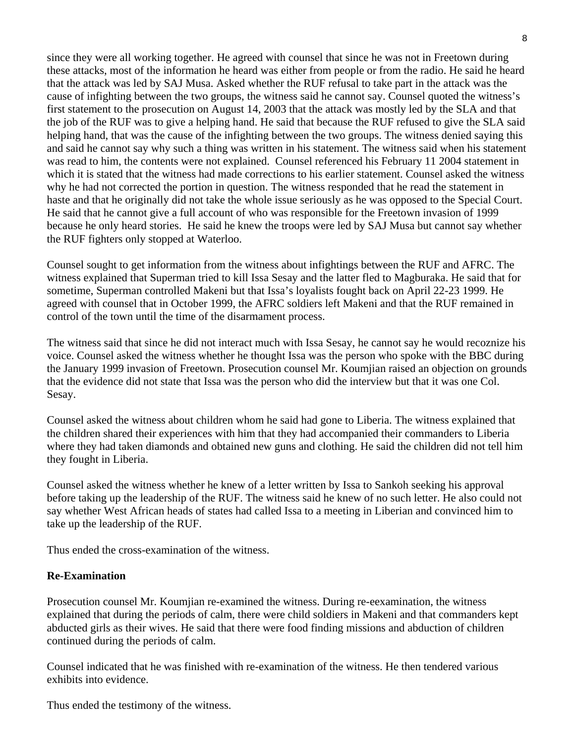since they were all working together. He agreed with counsel that since he was not in Freetown during these attacks, most of the information he heard was either from people or from the radio. He said he heard that the attack was led by SAJ Musa. Asked whether the RUF refusal to take part in the attack was the cause of infighting between the two groups, the witness said he cannot say. Counsel quoted the witness's first statement to the prosecution on August 14, 2003 that the attack was mostly led by the SLA and that the job of the RUF was to give a helping hand. He said that because the RUF refused to give the SLA said helping hand, that was the cause of the infighting between the two groups. The witness denied saying this and said he cannot say why such a thing was written in his statement. The witness said when his statement was read to him, the contents were not explained. Counsel referenced his February 11 2004 statement in which it is stated that the witness had made corrections to his earlier statement. Counsel asked the witness why he had not corrected the portion in question. The witness responded that he read the statement in haste and that he originally did not take the whole issue seriously as he was opposed to the Special Court. He said that he cannot give a full account of who was responsible for the Freetown invasion of 1999 because he only heard stories. He said he knew the troops were led by SAJ Musa but cannot say whether the RUF fighters only stopped at Waterloo.

Counsel sought to get information from the witness about infightings between the RUF and AFRC. The witness explained that Superman tried to kill Issa Sesay and the latter fled to Magburaka. He said that for sometime, Superman controlled Makeni but that Issa's loyalists fought back on April 22-23 1999. He agreed with counsel that in October 1999, the AFRC soldiers left Makeni and that the RUF remained in control of the town until the time of the disarmament process.

The witness said that since he did not interact much with Issa Sesay, he cannot say he would recoznize his voice. Counsel asked the witness whether he thought Issa was the person who spoke with the BBC during the January 1999 invasion of Freetown. Prosecution counsel Mr. Koumjian raised an objection on grounds that the evidence did not state that Issa was the person who did the interview but that it was one Col. Sesay.

Counsel asked the witness about children whom he said had gone to Liberia. The witness explained that the children shared their experiences with him that they had accompanied their commanders to Liberia where they had taken diamonds and obtained new guns and clothing. He said the children did not tell him they fought in Liberia.

Counsel asked the witness whether he knew of a letter written by Issa to Sankoh seeking his approval before taking up the leadership of the RUF. The witness said he knew of no such letter. He also could not say whether West African heads of states had called Issa to a meeting in Liberian and convinced him to take up the leadership of the RUF.

Thus ended the cross-examination of the witness.

**Re-Examination**

Prosecution counsel Mr. Koumjian re-examined the witness. During re-eexamination, the witness explained that during the periods of calm, there were child soldiers in Makeni and that commanders kept abducted girls as their wives. He said that there were food finding missions and abduction of children continued during the periods of calm.

Counsel indicated that he was finished with re-examination of the witness. He then tendered various exhibits into evidence.

Thus ended the testimony of the witness.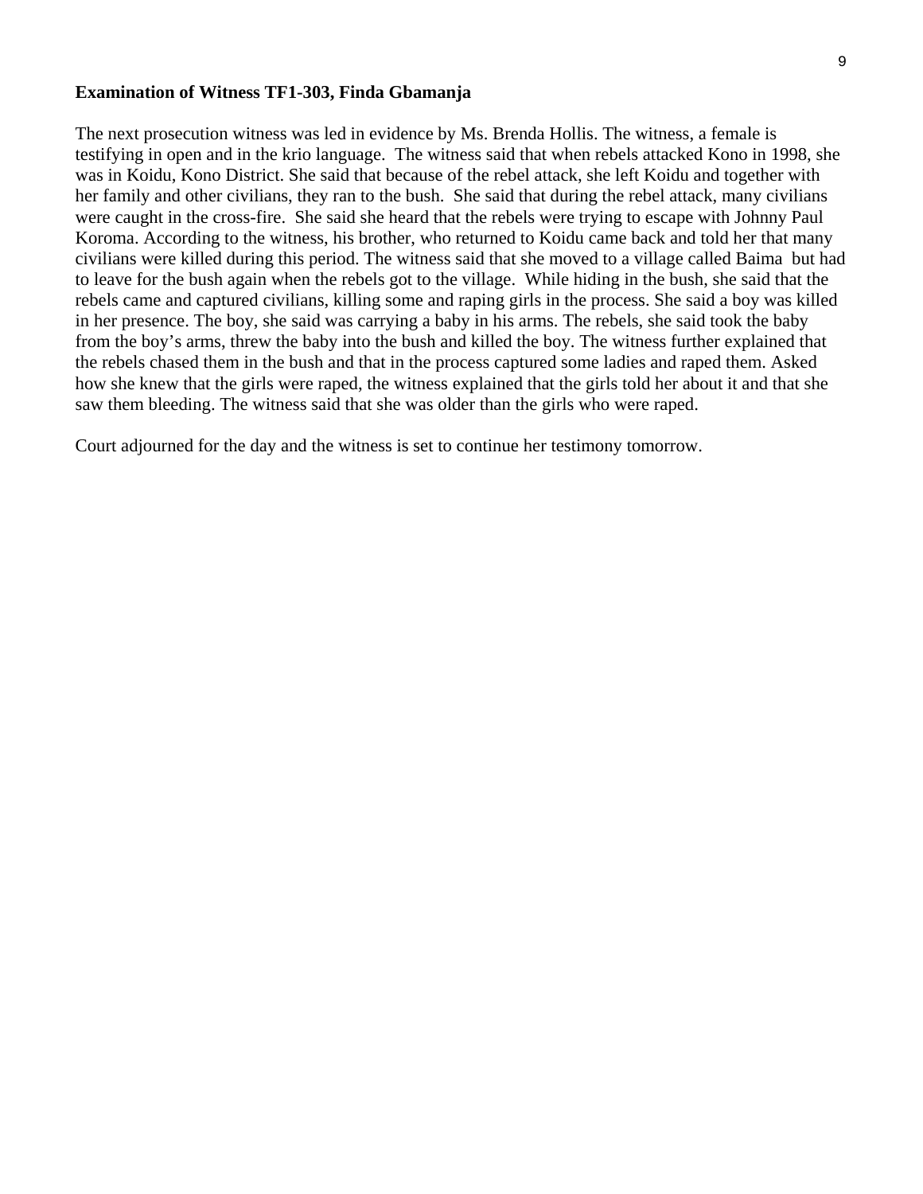**Examination of Witness TF1-303, Finda Gbamanja**

The next prosecution witness was led in evidence by Ms. Brenda Hollis. The witness, a female is testifying in open and in the krio language. The witness said that when rebels attacked Kono in 1998, she was in Koidu, Kono District. She said that because of the rebel attack, she left Koidu and together with her family and other civilians, they ran to the bush. She said that during the rebel attack, many civilians were caught in the cross-fire. She said she heard that the rebels were trying to escape with Johnny Paul Koroma. According to the witness, his brother, who returned to Koidu came back and told her that many civilians were killed during this period. The witness said that she moved to a village called Baima but had to leave for the bush again when the rebels got to the village. While hiding in the bush, she said that the rebels came and captured civilians, killing some and raping girls in the process. She said a boy was killed in her presence. The boy, she said was carrying a baby in his arms. The rebels, she said took the baby from the boy's arms, threw the baby into the bush and killed the boy. The witness further explained that the rebels chased them in the bush and that in the process captured some ladies and raped them. Asked how she knew that the girls were raped, the witness explained that the girls told her about it and that she saw them bleeding. The witness said that she was older than the girls who were raped.

Court adjourned for the day and the witness is set to continue her testimony tomorrow.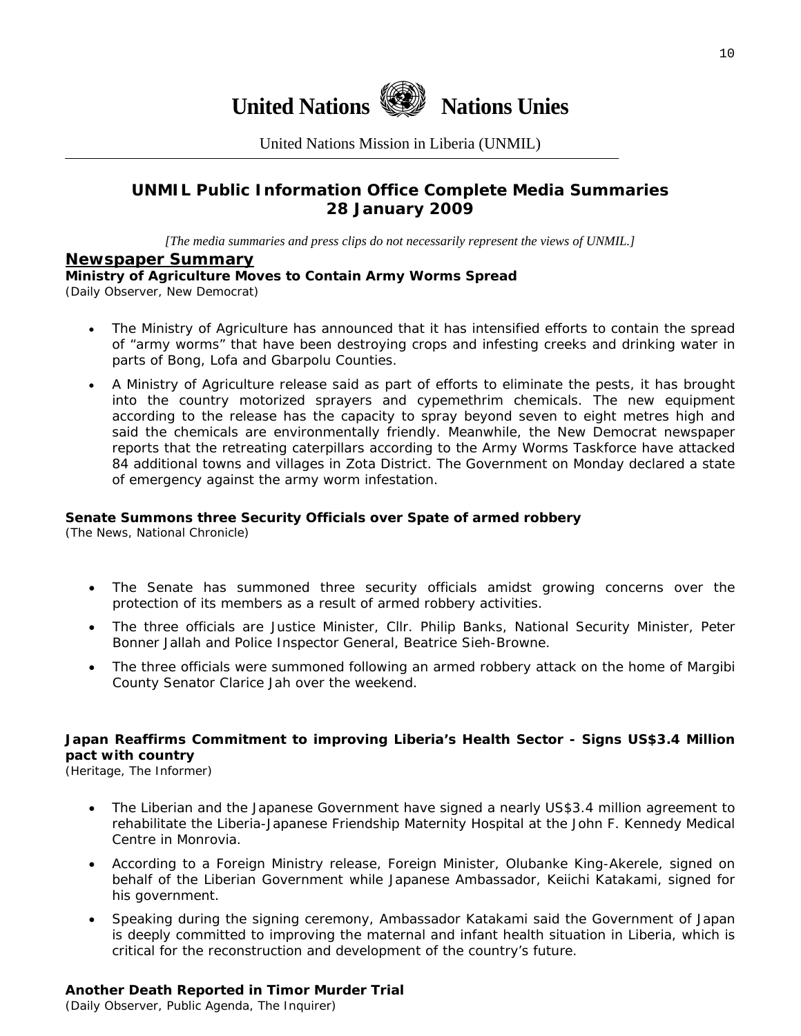# United Nations Nations Unies

United Nations Mission in Liberia (UNMIL)

## UNMIL Public Information Office Complete Media Summaries 28 January 2009

*[The media summaries and press clips do not necessarily represent the views of UNMIL.]*

## Newspaper Summary

### Ministry of Agriculture Moves to Contain Army Worms Spread

(Daily Observer, New Democrat)

- The Ministry of Agriculture has announced that it has intensified efforts to contain the spread of "army worms" that have been destroying crops and infesting creeks and drinking water in parts of Bong, Lofa and Gbarpolu Counties.
- A Ministry of Agriculture release said as part of efforts to eliminate the pests, it has brought into the country motorized sprayers and cypemethrim chemicals. The new equipment according to the release has the capacity to spray beyond seven to eight metres high and said the chemicals are environmentally friendly. Meanwhile, the New Democrat newspaper reports that the retreating caterpillars according to the Army Worms Taskforce have attacked 84 additional towns and villages in Zota District. The Government on Monday declared a state of emergency against the army worm infestation.

### Senate Summons three Security Officials over Spate of armed robbery

(The News, National Chronicle)

- The Senate has summoned three security officials amidst growing concerns over the protection of its members as a result of armed robbery activities.
- The three officials are Justice Minister, Cllr. Philip Banks, National Security Minister, Peter Bonner Jallah and Police Inspector General, Beatrice Sieh-Browne.
- The three officials were summoned following an armed robbery attack on the home of Margibi County Senator Clarice Jah over the weekend.

### Japan Reaffirms Commitment to improving Liberia's Health Sector - Signs US$3.4 Million pact with country

(Heritage, The Informer)

- The Liberian and the Japanese Government have signed a nearly US$3.4 million agreement to rehabilitate the Liberia-Japanese Friendship Maternity Hospital at the John F. Kennedy Medical Centre in Monrovia.
- According to a Foreign Ministry release, Foreign Minister, Olubanke King-Akerele, signed on behalf of the Liberian Government while Japanese Ambassador, Keiichi Katakami, signed for his government.
- Speaking during the signing ceremony, Ambassador Katakami said the Government of Japan is deeply committed to improving the maternal and infant health situation in Liberia, which is critical for the reconstruction and development of the country's future.

### Another Death Reported in Timor Murder Trial

(Daily Observer, Public Agenda, The Inquirer)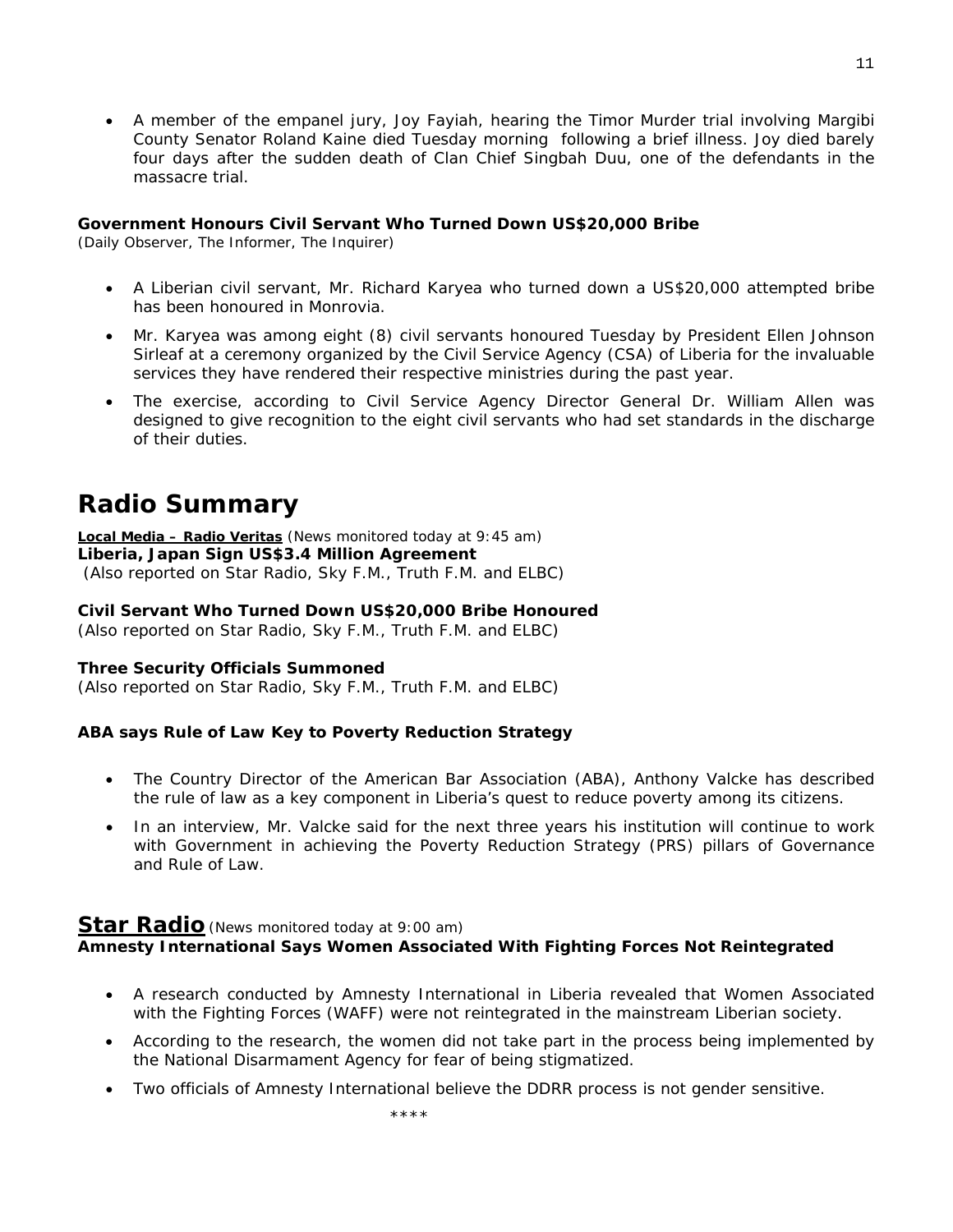- A member of the empanel jury, Joy Fayiah, hearing the Timor Murder trial involving Margibi County Senator Roland Kaine died Tuesday morning following a brief illness. Joy died barely four days after the sudden death of Clan Chief Singbah Duu, one of the defendants in the massacre trial.

**Government Honours Civil Servant Who Turned Down US$20,000 Bribe**
(Daily Observer, The Informer, The Inquirer)

- A Liberian civil servant, Mr. Richard Karyea who turned down a US$20,000 attempted bribe has been honoured in Monrovia.
- Mr. Karyea was among eight (8) civil servants honoured Tuesday by President Ellen Johnson Sirleaf at a ceremony organized by the Civil Service Agency (CSA) of Liberia for the invaluable services they have rendered their respective ministries during the past year.
- The exercise, according to Civil Service Agency Director General Dr. William Allen was designed to give recognition to the eight civil servants who had set standards in the discharge of their duties.

# Radio Summary

**Local Media – Radio Veritas** (News monitored today at 9:45 am)
**Liberia, Japan Sign US$3.4 Million Agreement**
(Also reported on Star Radio, Sky F.M., Truth F.M. and ELBC)

**Civil Servant Who Turned Down US$20,000 Bribe Honoured**
(Also reported on Star Radio, Sky F.M., Truth F.M. and ELBC)

**Three Security Officials Summoned**
(Also reported on Star Radio, Sky F.M., Truth F.M. and ELBC)

**ABA says Rule of Law Key to Poverty Reduction Strategy**

- The Country Director of the American Bar Association (ABA), Anthony Valcke has described the rule of law as a key component in Liberia's quest to reduce poverty among its citizens.
- In an interview, Mr. Valcke said for the next three years his institution will continue to work with Government in achieving the Poverty Reduction Strategy (PRS) pillars of Governance and Rule of Law.

## Star Radio (News monitored today at 9:00 am)

**Amnesty International Says Women Associated With Fighting Forces Not Reintegrated**

- A research conducted by Amnesty International in Liberia revealed that Women Associated with the Fighting Forces (WAFF) were not reintegrated in the mainstream Liberian society.
- According to the research, the women did not take part in the process being implemented by the National Disarmament Agency for fear of being stigmatized.
- Two officials of Amnesty International believe the DDRR process is not gender sensitive.

****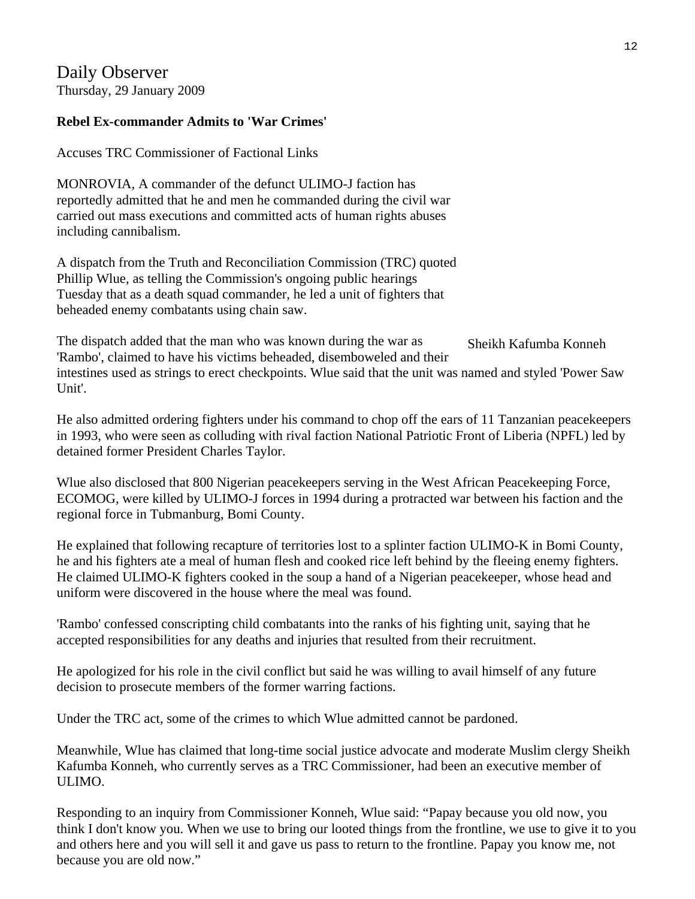Daily Observer
Thursday, 29 January 2009

**Rebel Ex-commander Admits to 'War Crimes'**

Accuses TRC Commissioner of Factional Links

MONROVIA, A commander of the defunct ULIMO-J faction has reportedly admitted that he and men he commanded during the civil war carried out mass executions and committed acts of human rights abuses including cannibalism.

A dispatch from the Truth and Reconciliation Commission (TRC) quoted Phillip Wlue, as telling the Commission's ongoing public hearings Tuesday that as a death squad commander, he led a unit of fighters that beheaded enemy combatants using chain saw.

Sheikh Kafumba Konneh

The dispatch added that the man who was known during the war as 'Rambo', claimed to have his victims beheaded, disemboweled and their intestines used as strings to erect checkpoints. Wlue said that the unit was named and styled 'Power Saw Unit'.

He also admitted ordering fighters under his command to chop off the ears of 11 Tanzanian peacekeepers in 1993, who were seen as colluding with rival faction National Patriotic Front of Liberia (NPFL) led by detained former President Charles Taylor.

Wlue also disclosed that 800 Nigerian peacekeepers serving in the West African Peacekeeping Force, ECOMOG, were killed by ULIMO-J forces in 1994 during a protracted war between his faction and the regional force in Tubmanburg, Bomi County.

He explained that following recapture of territories lost to a splinter faction ULIMO-K in Bomi County, he and his fighters ate a meal of human flesh and cooked rice left behind by the fleeing enemy fighters. He claimed ULIMO-K fighters cooked in the soup a hand of a Nigerian peacekeeper, whose head and uniform were discovered in the house where the meal was found.

'Rambo' confessed conscripting child combatants into the ranks of his fighting unit, saying that he accepted responsibilities for any deaths and injuries that resulted from their recruitment.

He apologized for his role in the civil conflict but said he was willing to avail himself of any future decision to prosecute members of the former warring factions.

Under the TRC act, some of the crimes to which Wlue admitted cannot be pardoned.

Meanwhile, Wlue has claimed that long-time social justice advocate and moderate Muslim clergy Sheikh Kafumba Konneh, who currently serves as a TRC Commissioner, had been an executive member of ULIMO.

Responding to an inquiry from Commissioner Konneh, Wlue said: “Papay because you old now, you think I don't know you. When we use to bring our looted things from the frontline, we use to give it to you and others here and you will sell it and gave us pass to return to the frontline. Papay you know me, not because you are old now.”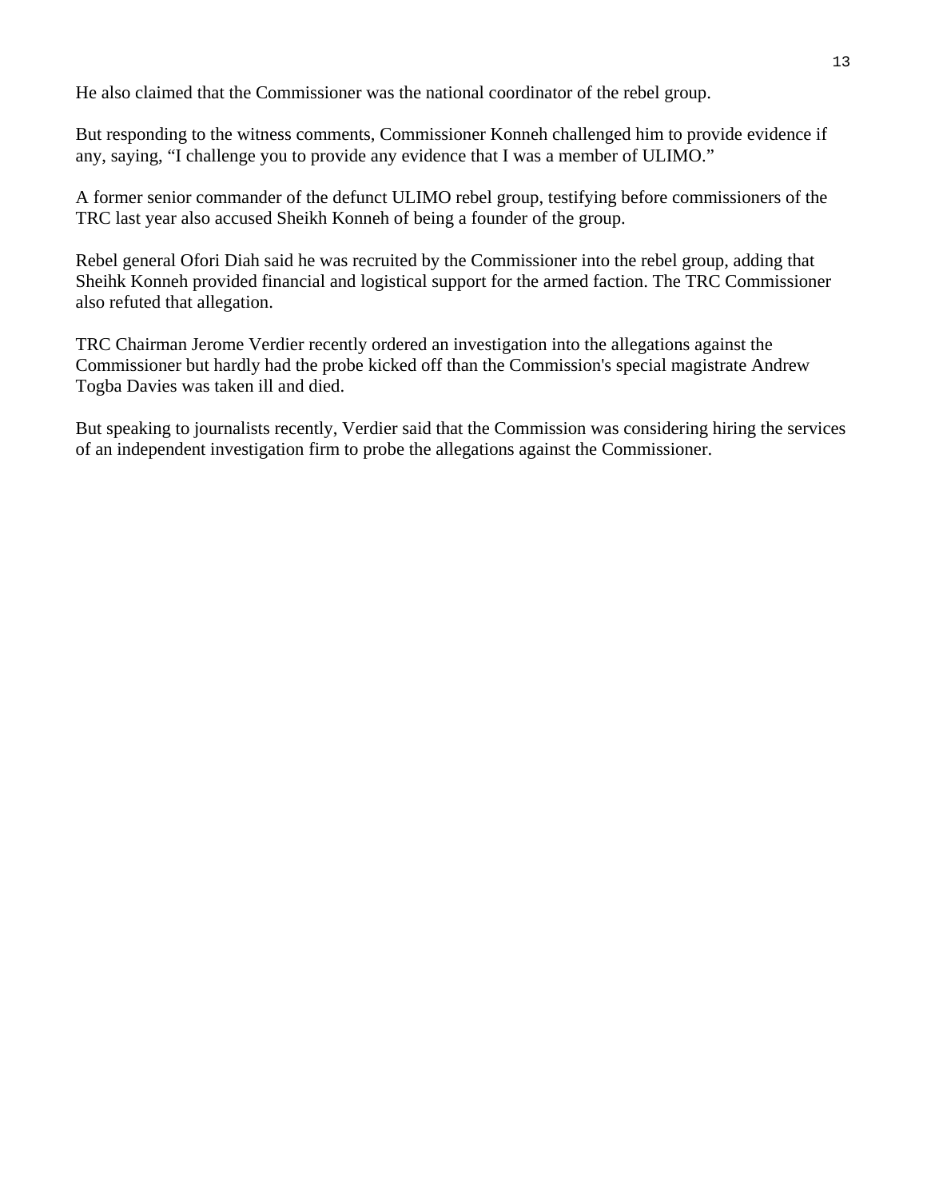He also claimed that the Commissioner was the national coordinator of the rebel group.

But responding to the witness comments, Commissioner Konneh challenged him to provide evidence if any, saying, “I challenge you to provide any evidence that I was a member of ULIMO.”

A former senior commander of the defunct ULIMO rebel group, testifying before commissioners of the TRC last year also accused Sheikh Konneh of being a founder of the group.

Rebel general Ofori Diah said he was recruited by the Commissioner into the rebel group, adding that Sheihk Konneh provided financial and logistical support for the armed faction. The TRC Commissioner also refuted that allegation.

TRC Chairman Jerome Verdier recently ordered an investigation into the allegations against the Commissioner but hardly had the probe kicked off than the Commission's special magistrate Andrew Togba Davies was taken ill and died.

But speaking to journalists recently, Verdier said that the Commission was considering hiring the services of an independent investigation firm to probe the allegations against the Commissioner.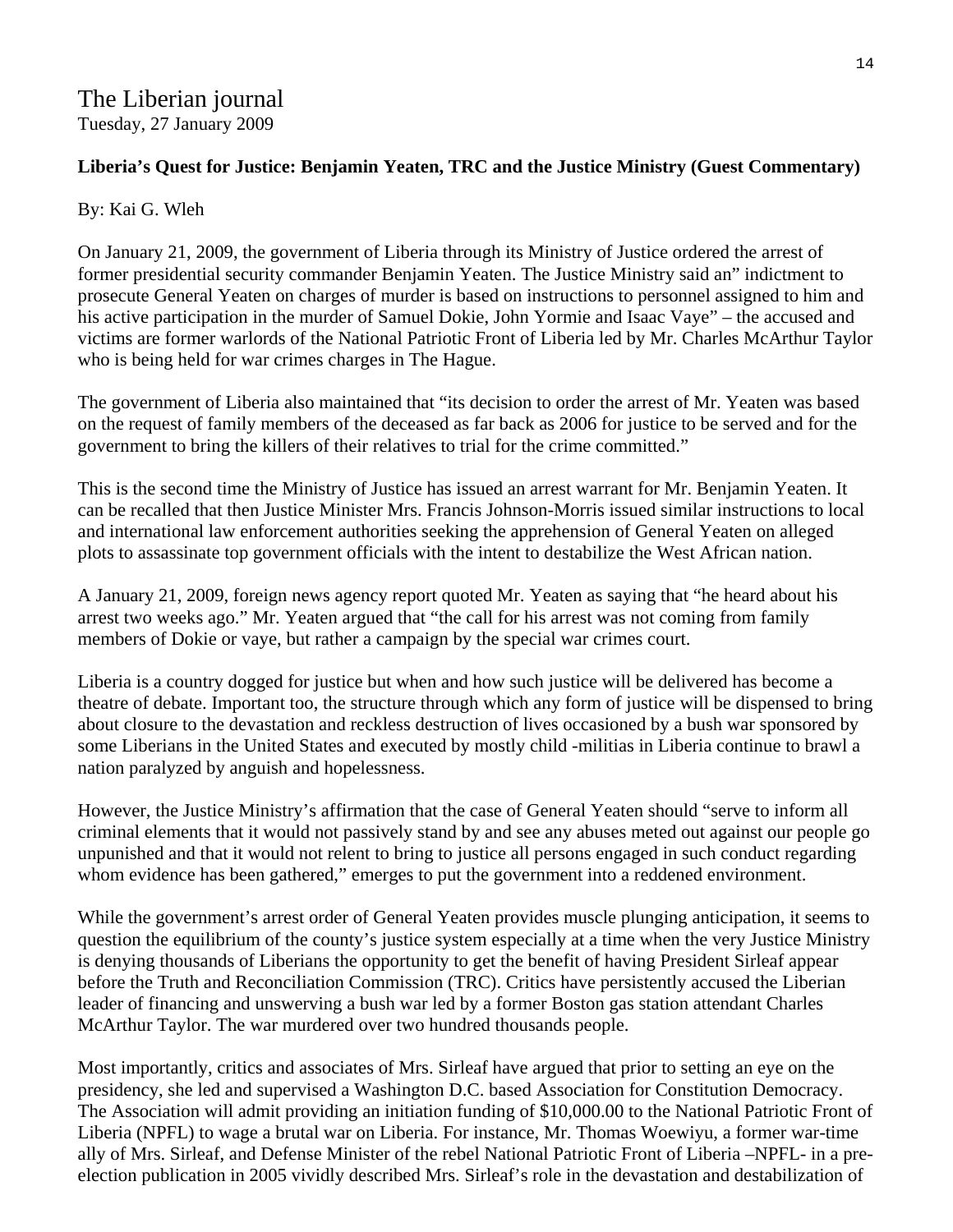# The Liberian journal

Tuesday, 27 January 2009

**Liberia's Quest for Justice: Benjamin Yeaten, TRC and the Justice Ministry (Guest Commentary)**

By: Kai G. Wleh

On January 21, 2009, the government of Liberia through its Ministry of Justice ordered the arrest of former presidential security commander Benjamin Yeaten. The Justice Ministry said an" indictment to prosecute General Yeaten on charges of murder is based on instructions to personnel assigned to him and his active participation in the murder of Samuel Dokie, John Yormie and Isaac Vaye" – the accused and victims are former warlords of the National Patriotic Front of Liberia led by Mr. Charles McArthur Taylor who is being held for war crimes charges in The Hague.

The government of Liberia also maintained that "its decision to order the arrest of Mr. Yeaten was based on the request of family members of the deceased as far back as 2006 for justice to be served and for the government to bring the killers of their relatives to trial for the crime committed."

This is the second time the Ministry of Justice has issued an arrest warrant for Mr. Benjamin Yeaten. It can be recalled that then Justice Minister Mrs. Francis Johnson-Morris issued similar instructions to local and international law enforcement authorities seeking the apprehension of General Yeaten on alleged plots to assassinate top government officials with the intent to destabilize the West African nation.

A January 21, 2009, foreign news agency report quoted Mr. Yeaten as saying that "he heard about his arrest two weeks ago." Mr. Yeaten argued that "the call for his arrest was not coming from family members of Dokie or vaye, but rather a campaign by the special war crimes court.

Liberia is a country dogged for justice but when and how such justice will be delivered has become a theatre of debate. Important too, the structure through which any form of justice will be dispensed to bring about closure to the devastation and reckless destruction of lives occasioned by a bush war sponsored by some Liberians in the United States and executed by mostly child -militias in Liberia continue to brawl a nation paralyzed by anguish and hopelessness.

However, the Justice Ministry's affirmation that the case of General Yeaten should "serve to inform all criminal elements that it would not passively stand by and see any abuses meted out against our people go unpunished and that it would not relent to bring to justice all persons engaged in such conduct regarding whom evidence has been gathered," emerges to put the government into a reddened environment.

While the government's arrest order of General Yeaten provides muscle plunging anticipation, it seems to question the equilibrium of the county's justice system especially at a time when the very Justice Ministry is denying thousands of Liberians the opportunity to get the benefit of having President Sirleaf appear before the Truth and Reconciliation Commission (TRC). Critics have persistently accused the Liberian leader of financing and unswerving a bush war led by a former Boston gas station attendant Charles McArthur Taylor. The war murdered over two hundred thousands people.

Most importantly, critics and associates of Mrs. Sirleaf have argued that prior to setting an eye on the presidency, she led and supervised a Washington D.C. based Association for Constitution Democracy. The Association will admit providing an initiation funding of $10,000.00 to the National Patriotic Front of Liberia (NPFL) to wage a brutal war on Liberia. For instance, Mr. Thomas Woewiyu, a former war-time ally of Mrs. Sirleaf, and Defense Minister of the rebel National Patriotic Front of Liberia –NPFL- in a pre-election publication in 2005 vividly described Mrs. Sirleaf's role in the devastation and destabilization of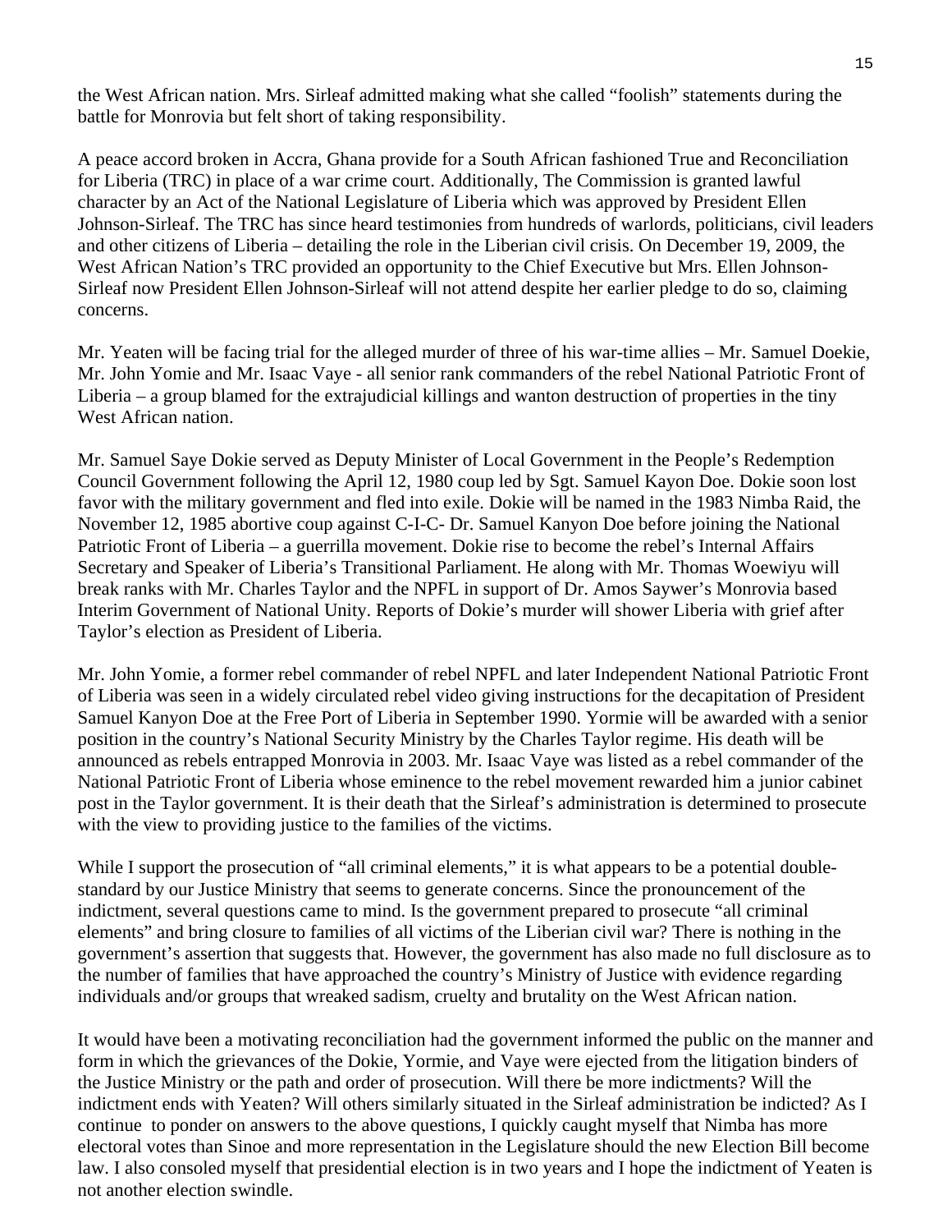the West African nation. Mrs. Sirleaf admitted making what she called "foolish" statements during the battle for Monrovia but felt short of taking responsibility.

A peace accord broken in Accra, Ghana provide for a South African fashioned True and Reconciliation for Liberia (TRC) in place of a war crime court. Additionally, The Commission is granted lawful character by an Act of the National Legislature of Liberia which was approved by President Ellen Johnson-Sirleaf. The TRC has since heard testimonies from hundreds of warlords, politicians, civil leaders and other citizens of Liberia – detailing the role in the Liberian civil crisis. On December 19, 2009, the West African Nation's TRC provided an opportunity to the Chief Executive but Mrs. Ellen Johnson-Sirleaf now President Ellen Johnson-Sirleaf will not attend despite her earlier pledge to do so, claiming concerns.

Mr. Yeaten will be facing trial for the alleged murder of three of his war-time allies – Mr. Samuel Doekie, Mr. John Yomie and Mr. Isaac Vaye - all senior rank commanders of the rebel National Patriotic Front of Liberia – a group blamed for the extrajudicial killings and wanton destruction of properties in the tiny West African nation.

Mr. Samuel Saye Dokie served as Deputy Minister of Local Government in the People's Redemption Council Government following the April 12, 1980 coup led by Sgt. Samuel Kayon Doe. Dokie soon lost favor with the military government and fled into exile. Dokie will be named in the 1983 Nimba Raid, the November 12, 1985 abortive coup against C-I-C- Dr. Samuel Kanyon Doe before joining the National Patriotic Front of Liberia – a guerrilla movement. Dokie rise to become the rebel's Internal Affairs Secretary and Speaker of Liberia's Transitional Parliament. He along with Mr. Thomas Woewiyu will break ranks with Mr. Charles Taylor and the NPFL in support of Dr. Amos Saywer's Monrovia based Interim Government of National Unity. Reports of Dokie's murder will shower Liberia with grief after Taylor's election as President of Liberia.

Mr. John Yomie, a former rebel commander of rebel NPFL and later Independent National Patriotic Front of Liberia was seen in a widely circulated rebel video giving instructions for the decapitation of President Samuel Kanyon Doe at the Free Port of Liberia in September 1990. Yormie will be awarded with a senior position in the country's National Security Ministry by the Charles Taylor regime. His death will be announced as rebels entrapped Monrovia in 2003. Mr. Isaac Vaye was listed as a rebel commander of the National Patriotic Front of Liberia whose eminence to the rebel movement rewarded him a junior cabinet post in the Taylor government. It is their death that the Sirleaf's administration is determined to prosecute with the view to providing justice to the families of the victims.

While I support the prosecution of "all criminal elements," it is what appears to be a potential double-standard by our Justice Ministry that seems to generate concerns. Since the pronouncement of the indictment, several questions came to mind. Is the government prepared to prosecute "all criminal elements" and bring closure to families of all victims of the Liberian civil war? There is nothing in the government's assertion that suggests that. However, the government has also made no full disclosure as to the number of families that have approached the country's Ministry of Justice with evidence regarding individuals and/or groups that wreaked sadism, cruelty and brutality on the West African nation.

It would have been a motivating reconciliation had the government informed the public on the manner and form in which the grievances of the Dokie, Yormie, and Vaye were ejected from the litigation binders of the Justice Ministry or the path and order of prosecution. Will there be more indictments? Will the indictment ends with Yeaten? Will others similarly situated in the Sirleaf administration be indicted? As I continue to ponder on answers to the above questions, I quickly caught myself that Nimba has more electoral votes than Sinoe and more representation in the Legislature should the new Election Bill become law. I also consoled myself that presidential election is in two years and I hope the indictment of Yeaten is not another election swindle.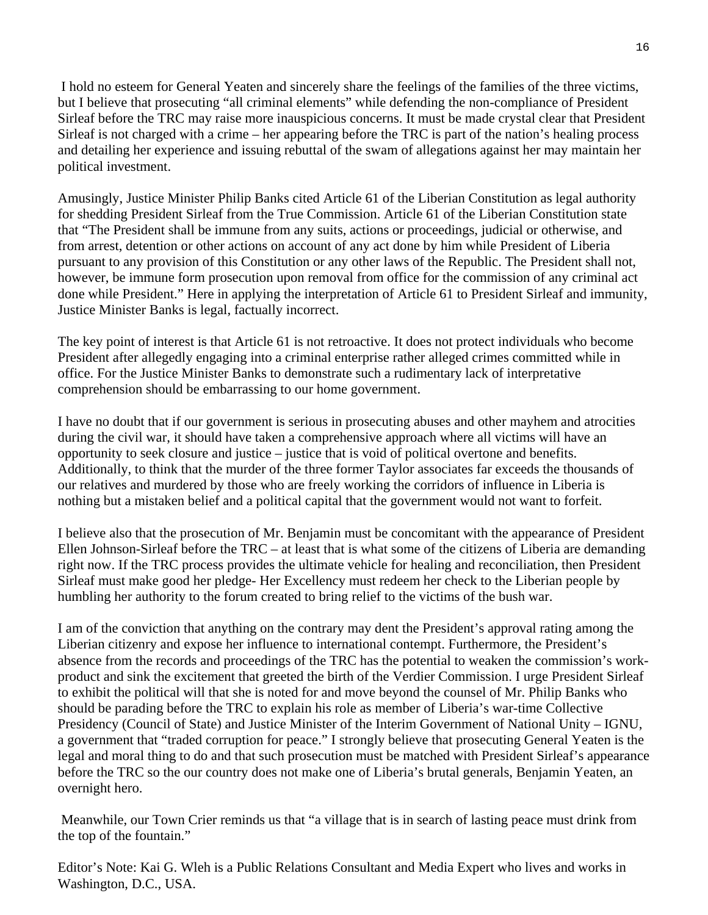I hold no esteem for General Yeaten and sincerely share the feelings of the families of the three victims, but I believe that prosecuting "all criminal elements" while defending the non-compliance of President Sirleaf before the TRC may raise more inauspicious concerns. It must be made crystal clear that President Sirleaf is not charged with a crime – her appearing before the TRC is part of the nation's healing process and detailing her experience and issuing rebuttal of the swam of allegations against her may maintain her political investment.

Amusingly, Justice Minister Philip Banks cited Article 61 of the Liberian Constitution as legal authority for shedding President Sirleaf from the True Commission. Article 61 of the Liberian Constitution state that "The President shall be immune from any suits, actions or proceedings, judicial or otherwise, and from arrest, detention or other actions on account of any act done by him while President of Liberia pursuant to any provision of this Constitution or any other laws of the Republic. The President shall not, however, be immune form prosecution upon removal from office for the commission of any criminal act done while President." Here in applying the interpretation of Article 61 to President Sirleaf and immunity, Justice Minister Banks is legal, factually incorrect.

The key point of interest is that Article 61 is not retroactive. It does not protect individuals who become President after allegedly engaging into a criminal enterprise rather alleged crimes committed while in office. For the Justice Minister Banks to demonstrate such a rudimentary lack of interpretative comprehension should be embarrassing to our home government.

I have no doubt that if our government is serious in prosecuting abuses and other mayhem and atrocities during the civil war, it should have taken a comprehensive approach where all victims will have an opportunity to seek closure and justice – justice that is void of political overtone and benefits. Additionally, to think that the murder of the three former Taylor associates far exceeds the thousands of our relatives and murdered by those who are freely working the corridors of influence in Liberia is nothing but a mistaken belief and a political capital that the government would not want to forfeit.

I believe also that the prosecution of Mr. Benjamin must be concomitant with the appearance of President Ellen Johnson-Sirleaf before the TRC – at least that is what some of the citizens of Liberia are demanding right now. If the TRC process provides the ultimate vehicle for healing and reconciliation, then President Sirleaf must make good her pledge- Her Excellency must redeem her check to the Liberian people by humbling her authority to the forum created to bring relief to the victims of the bush war.

I am of the conviction that anything on the contrary may dent the President's approval rating among the Liberian citizenry and expose her influence to international contempt. Furthermore, the President's absence from the records and proceedings of the TRC has the potential to weaken the commission's work-product and sink the excitement that greeted the birth of the Verdier Commission. I urge President Sirleaf to exhibit the political will that she is noted for and move beyond the counsel of Mr. Philip Banks who should be parading before the TRC to explain his role as member of Liberia's war-time Collective Presidency (Council of State) and Justice Minister of the Interim Government of National Unity – IGNU, a government that "traded corruption for peace." I strongly believe that prosecuting General Yeaten is the legal and moral thing to do and that such prosecution must be matched with President Sirleaf's appearance before the TRC so the our country does not make one of Liberia's brutal generals, Benjamin Yeaten, an overnight hero.

Meanwhile, our Town Crier reminds us that "a village that is in search of lasting peace must drink from the top of the fountain."

Editor's Note: Kai G. Wleh is a Public Relations Consultant and Media Expert who lives and works in Washington, D.C., USA.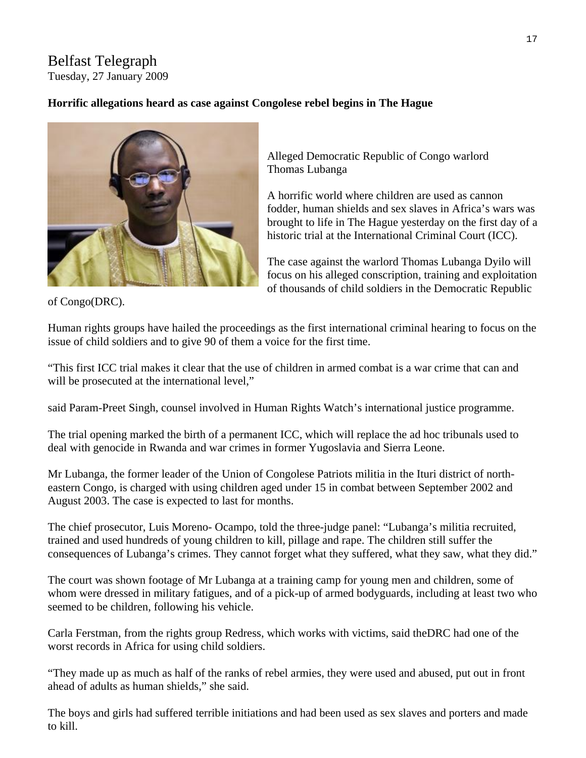Belfast Telegraph
Tuesday, 27 January 2009

**Horrific allegations heard as case against Congolese rebel begins in The Hague**

Alleged Democratic Republic of Congo warlord Thomas Lubanga

A horrific world where children are used as cannon fodder, human shields and sex slaves in Africa's wars was brought to life in The Hague yesterday on the first day of a historic trial at the International Criminal Court (ICC).

The case against the warlord Thomas Lubanga Dyilo will focus on his alleged conscription, training and exploitation of thousands of child soldiers in the Democratic Republic of Congo(DRC).

Human rights groups have hailed the proceedings as the first international criminal hearing to focus on the issue of child soldiers and to give 90 of them a voice for the first time.

"This first ICC trial makes it clear that the use of children in armed combat is a war crime that can and will be prosecuted at the international level,"

said Param-Preet Singh, counsel involved in Human Rights Watch's international justice programme.

The trial opening marked the birth of a permanent ICC, which will replace the ad hoc tribunals used to deal with genocide in Rwanda and war crimes in former Yugoslavia and Sierra Leone.

Mr Lubanga, the former leader of the Union of Congolese Patriots militia in the Ituri district of north-eastern Congo, is charged with using children aged under 15 in combat between September 2002 and August 2003. The case is expected to last for months.

The chief prosecutor, Luis Moreno- Ocampo, told the three-judge panel: "Lubanga's militia recruited, trained and used hundreds of young children to kill, pillage and rape. The children still suffer the consequences of Lubanga's crimes. They cannot forget what they suffered, what they saw, what they did."

The court was shown footage of Mr Lubanga at a training camp for young men and children, some of whom were dressed in military fatigues, and of a pick-up of armed bodyguards, including at least two who seemed to be children, following his vehicle.

Carla Ferstman, from the rights group Redress, which works with victims, said theDRC had one of the worst records in Africa for using child soldiers.

"They made up as much as half of the ranks of rebel armies, they were used and abused, put out in front ahead of adults as human shields," she said.

The boys and girls had suffered terrible initiations and had been used as sex slaves and porters and made to kill.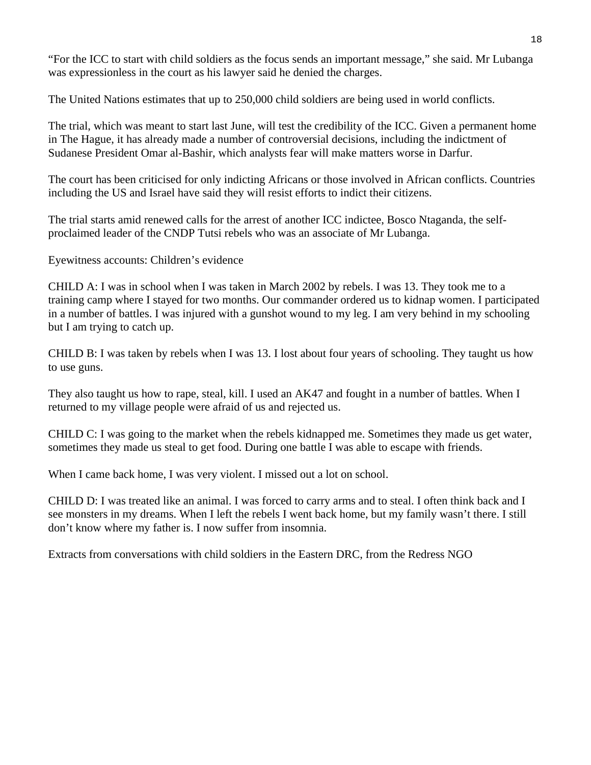"For the ICC to start with child soldiers as the focus sends an important message," she said. Mr Lubanga was expressionless in the court as his lawyer said he denied the charges.

The United Nations estimates that up to 250,000 child soldiers are being used in world conflicts.

The trial, which was meant to start last June, will test the credibility of the ICC. Given a permanent home in The Hague, it has already made a number of controversial decisions, including the indictment of Sudanese President Omar al-Bashir, which analysts fear will make matters worse in Darfur.

The court has been criticised for only indicting Africans or those involved in African conflicts. Countries including the US and Israel have said they will resist efforts to indict their citizens.

The trial starts amid renewed calls for the arrest of another ICC indictee, Bosco Ntaganda, the self-proclaimed leader of the CNDP Tutsi rebels who was an associate of Mr Lubanga.

Eyewitness accounts: Children's evidence

CHILD A: I was in school when I was taken in March 2002 by rebels. I was 13. They took me to a training camp where I stayed for two months. Our commander ordered us to kidnap women. I participated in a number of battles. I was injured with a gunshot wound to my leg. I am very behind in my schooling but I am trying to catch up.

CHILD B: I was taken by rebels when I was 13. I lost about four years of schooling. They taught us how to use guns.

They also taught us how to rape, steal, kill. I used an AK47 and fought in a number of battles. When I returned to my village people were afraid of us and rejected us.

CHILD C: I was going to the market when the rebels kidnapped me. Sometimes they made us get water, sometimes they made us steal to get food. During one battle I was able to escape with friends.

When I came back home, I was very violent. I missed out a lot on school.

CHILD D: I was treated like an animal. I was forced to carry arms and to steal. I often think back and I see monsters in my dreams. When I left the rebels I went back home, but my family wasn't there. I still don't know where my father is. I now suffer from insomnia.

Extracts from conversations with child soldiers in the Eastern DRC, from the Redress NGO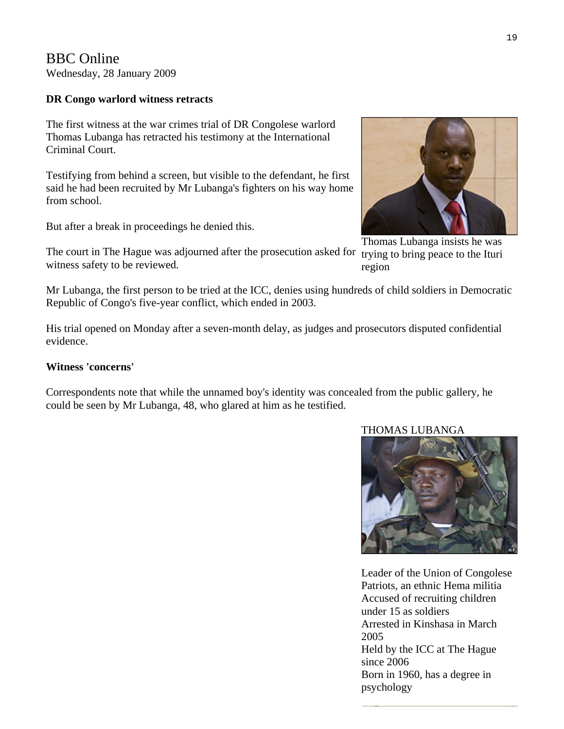# BBC Online

Wednesday, 28 January 2009

**DR Congo warlord witness retracts**

The first witness at the war crimes trial of DR Congolese warlord Thomas Lubanga has retracted his testimony at the International Criminal Court.

Testifying from behind a screen, but visible to the defendant, he first said he had been recruited by Mr Lubanga's fighters on his way home from school.

But after a break in proceedings he denied this.

The court in The Hague was adjourned after the prosecution asked for witness safety to be reviewed.

Thomas Lubanga insists he was trying to bring peace to the Ituri region

Mr Lubanga, the first person to be tried at the ICC, denies using hundreds of child soldiers in Democratic Republic of Congo's five-year conflict, which ended in 2003.

His trial opened on Monday after a seven-month delay, as judges and prosecutors disputed confidential evidence.

**Witness 'concerns'**

Correspondents note that while the unnamed boy's identity was concealed from the public gallery, he could be seen by Mr Lubanga, 48, who glared at him as he testified.

THOMAS LUBANGA

Leader of the Union of Congolese Patriots, an ethnic Hema militia
Accused of recruiting children under 15 as soldiers
Arrested in Kinshasa in March 2005
Held by the ICC at The Hague since 2006
Born in 1960, has a degree in psychology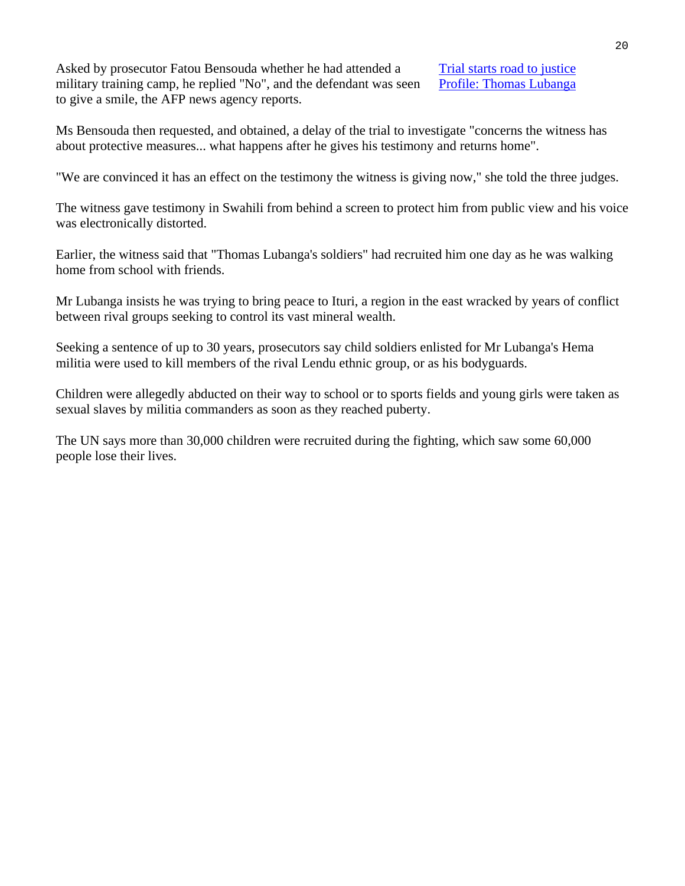Asked by prosecutor Fatou Bensouda whether he had attended a military training camp, he replied "No", and the defendant was seen to give a smile, the AFP news agency reports.

Trial starts road to justice
Profile: Thomas Lubanga

Ms Bensouda then requested, and obtained, a delay of the trial to investigate "concerns the witness has about protective measures... what happens after he gives his testimony and returns home".

"We are convinced it has an effect on the testimony the witness is giving now," she told the three judges.

The witness gave testimony in Swahili from behind a screen to protect him from public view and his voice was electronically distorted.

Earlier, the witness said that "Thomas Lubanga's soldiers" had recruited him one day as he was walking home from school with friends.

Mr Lubanga insists he was trying to bring peace to Ituri, a region in the east wracked by years of conflict between rival groups seeking to control its vast mineral wealth.

Seeking a sentence of up to 30 years, prosecutors say child soldiers enlisted for Mr Lubanga's Hema militia were used to kill members of the rival Lendu ethnic group, or as his bodyguards.

Children were allegedly abducted on their way to school or to sports fields and young girls were taken as sexual slaves by militia commanders as soon as they reached puberty.

The UN says more than 30,000 children were recruited during the fighting, which saw some 60,000 people lose their lives.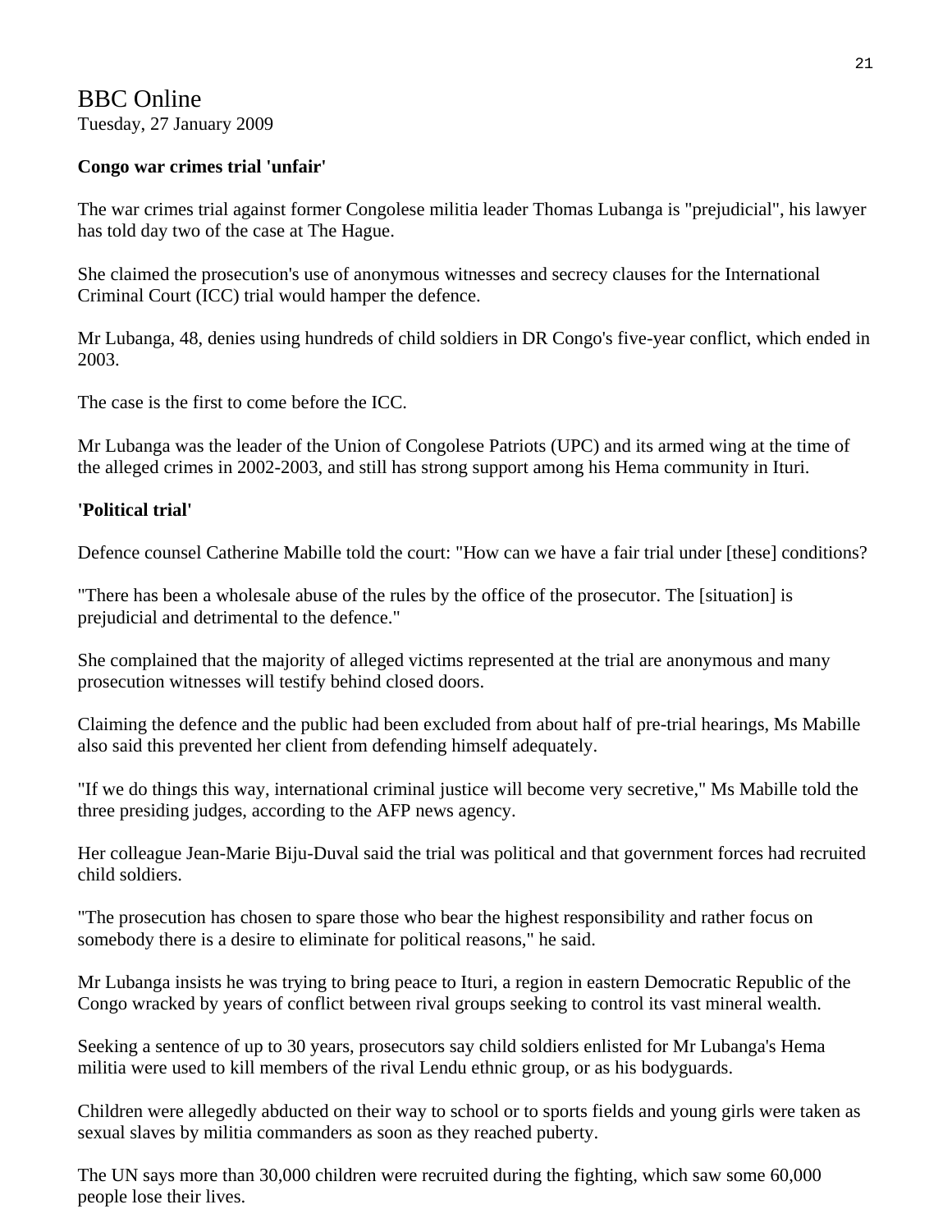BBC Online
Tuesday, 27 January 2009

**Congo war crimes trial 'unfair'**

The war crimes trial against former Congolese militia leader Thomas Lubanga is "prejudicial", his lawyer has told day two of the case at The Hague.

She claimed the prosecution's use of anonymous witnesses and secrecy clauses for the International Criminal Court (ICC) trial would hamper the defence.

Mr Lubanga, 48, denies using hundreds of child soldiers in DR Congo's five-year conflict, which ended in 2003.

The case is the first to come before the ICC.

Mr Lubanga was the leader of the Union of Congolese Patriots (UPC) and its armed wing at the time of the alleged crimes in 2002-2003, and still has strong support among his Hema community in Ituri.

**'Political trial'**

Defence counsel Catherine Mabille told the court: "How can we have a fair trial under [these] conditions?

"There has been a wholesale abuse of the rules by the office of the prosecutor. The [situation] is prejudicial and detrimental to the defence."

She complained that the majority of alleged victims represented at the trial are anonymous and many prosecution witnesses will testify behind closed doors.

Claiming the defence and the public had been excluded from about half of pre-trial hearings, Ms Mabille also said this prevented her client from defending himself adequately.

"If we do things this way, international criminal justice will become very secretive," Ms Mabille told the three presiding judges, according to the AFP news agency.

Her colleague Jean-Marie Biju-Duval said the trial was political and that government forces had recruited child soldiers.

"The prosecution has chosen to spare those who bear the highest responsibility and rather focus on somebody there is a desire to eliminate for political reasons," he said.

Mr Lubanga insists he was trying to bring peace to Ituri, a region in eastern Democratic Republic of the Congo wracked by years of conflict between rival groups seeking to control its vast mineral wealth.

Seeking a sentence of up to 30 years, prosecutors say child soldiers enlisted for Mr Lubanga's Hema militia were used to kill members of the rival Lendu ethnic group, or as his bodyguards.

Children were allegedly abducted on their way to school or to sports fields and young girls were taken as sexual slaves by militia commanders as soon as they reached puberty.

The UN says more than 30,000 children were recruited during the fighting, which saw some 60,000 people lose their lives.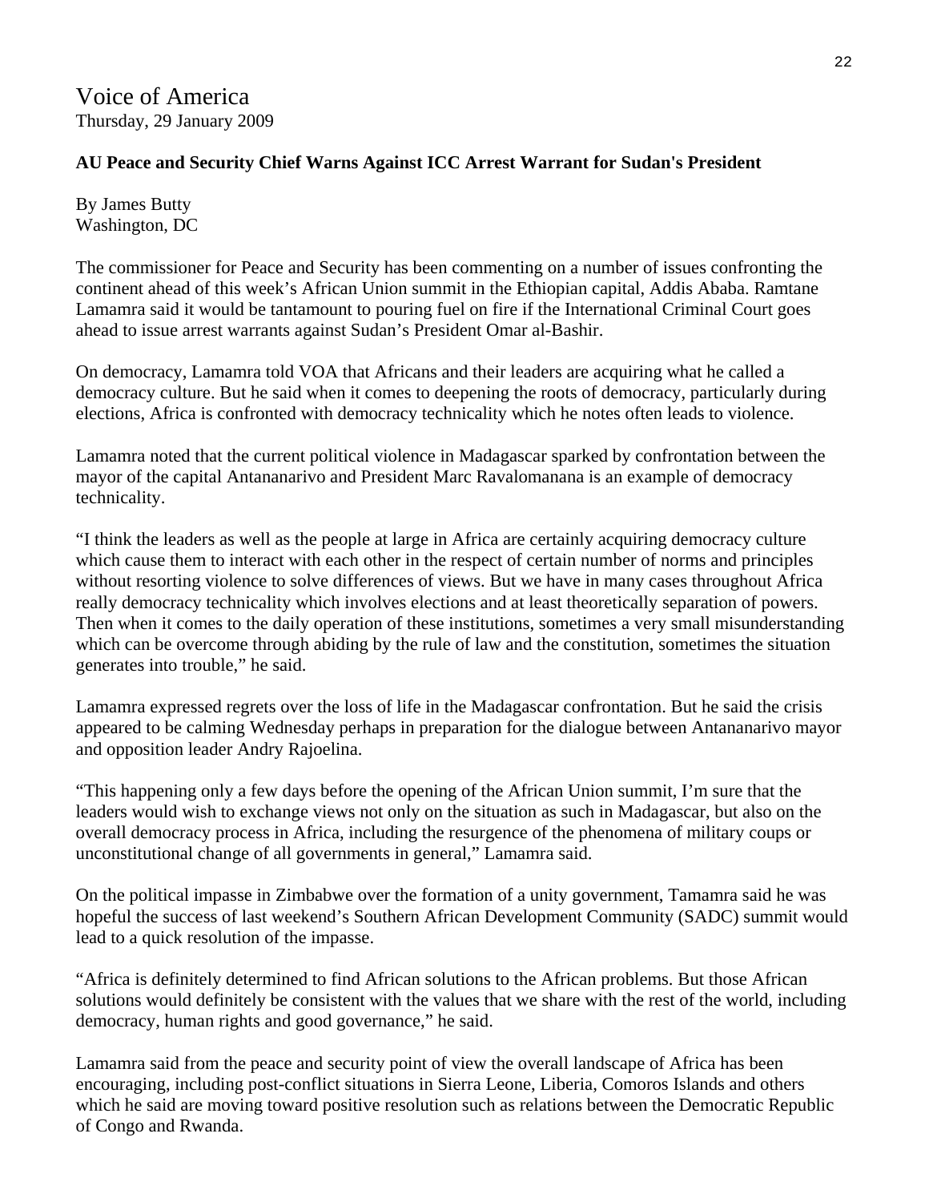# Voice of America

Thursday, 29 January 2009

**AU Peace and Security Chief Warns Against ICC Arrest Warrant for Sudan's President**

By James Butty
Washington, DC

The commissioner for Peace and Security has been commenting on a number of issues confronting the continent ahead of this week's African Union summit in the Ethiopian capital, Addis Ababa. Ramtane Lamamra said it would be tantamount to pouring fuel on fire if the International Criminal Court goes ahead to issue arrest warrants against Sudan's President Omar al-Bashir.

On democracy, Lamamra told VOA that Africans and their leaders are acquiring what he called a democracy culture. But he said when it comes to deepening the roots of democracy, particularly during elections, Africa is confronted with democracy technicality which he notes often leads to violence.

Lamamra noted that the current political violence in Madagascar sparked by confrontation between the mayor of the capital Antananarivo and President Marc Ravalomanana is an example of democracy technicality.

"I think the leaders as well as the people at large in Africa are certainly acquiring democracy culture which cause them to interact with each other in the respect of certain number of norms and principles without resorting violence to solve differences of views. But we have in many cases throughout Africa really democracy technicality which involves elections and at least theoretically separation of powers. Then when it comes to the daily operation of these institutions, sometimes a very small misunderstanding which can be overcome through abiding by the rule of law and the constitution, sometimes the situation generates into trouble," he said.

Lamamra expressed regrets over the loss of life in the Madagascar confrontation. But he said the crisis appeared to be calming Wednesday perhaps in preparation for the dialogue between Antananarivo mayor and opposition leader Andry Rajoelina.

"This happening only a few days before the opening of the African Union summit, I'm sure that the leaders would wish to exchange views not only on the situation as such in Madagascar, but also on the overall democracy process in Africa, including the resurgence of the phenomena of military coups or unconstitutional change of all governments in general," Lamamra said.

On the political impasse in Zimbabwe over the formation of a unity government, Tamamra said he was hopeful the success of last weekend's Southern African Development Community (SADC) summit would lead to a quick resolution of the impasse.

"Africa is definitely determined to find African solutions to the African problems. But those African solutions would definitely be consistent with the values that we share with the rest of the world, including democracy, human rights and good governance," he said.

Lamamra said from the peace and security point of view the overall landscape of Africa has been encouraging, including post-conflict situations in Sierra Leone, Liberia, Comoros Islands and others which he said are moving toward positive resolution such as relations between the Democratic Republic of Congo and Rwanda.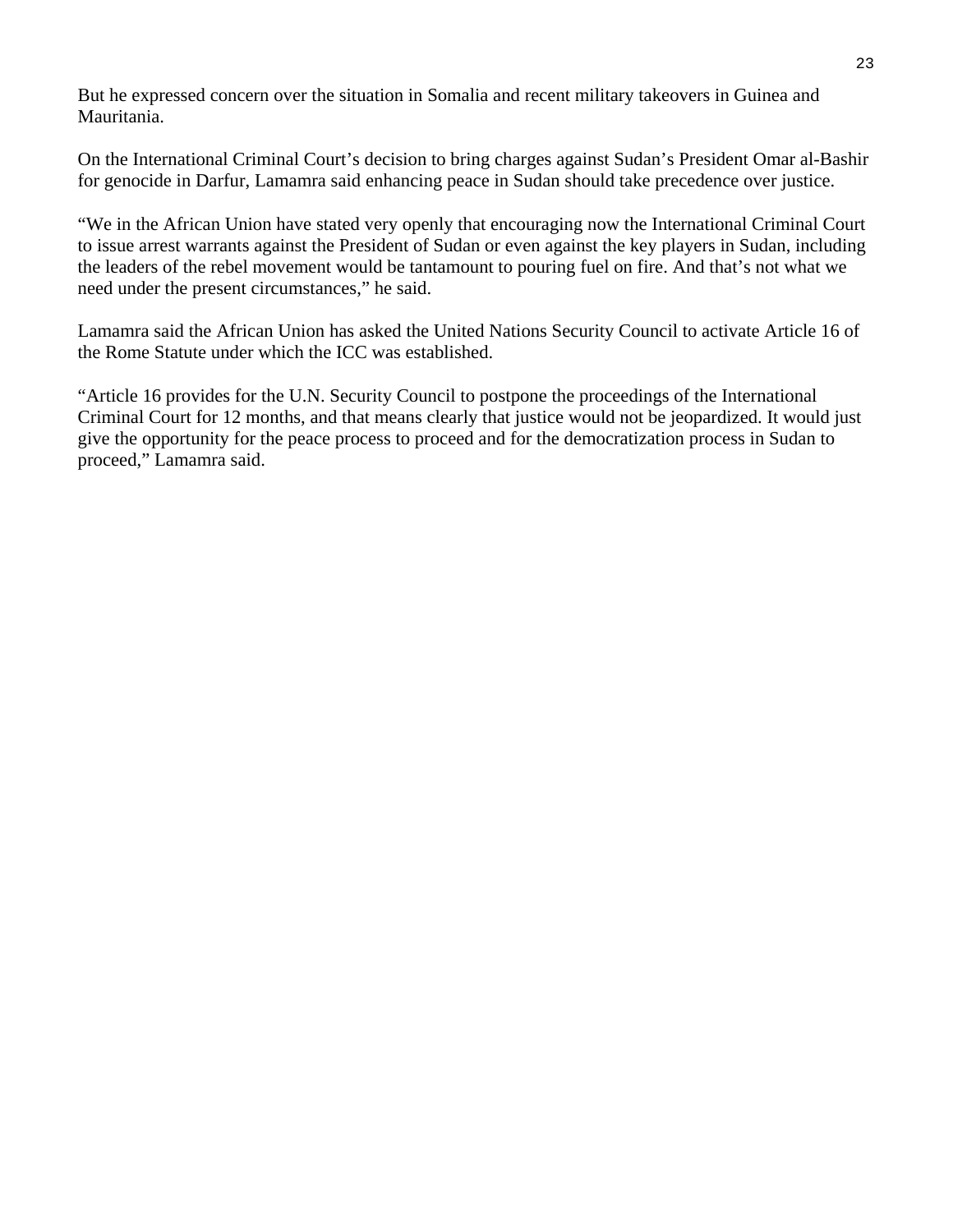But he expressed concern over the situation in Somalia and recent military takeovers in Guinea and Mauritania.

On the International Criminal Court's decision to bring charges against Sudan's President Omar al-Bashir for genocide in Darfur, Lamamra said enhancing peace in Sudan should take precedence over justice.

"We in the African Union have stated very openly that encouraging now the International Criminal Court to issue arrest warrants against the President of Sudan or even against the key players in Sudan, including the leaders of the rebel movement would be tantamount to pouring fuel on fire. And that's not what we need under the present circumstances," he said.

Lamamra said the African Union has asked the United Nations Security Council to activate Article 16 of the Rome Statute under which the ICC was established.

"Article 16 provides for the U.N. Security Council to postpone the proceedings of the International Criminal Court for 12 months, and that means clearly that justice would not be jeopardized. It would just give the opportunity for the peace process to proceed and for the democratization process in Sudan to proceed," Lamamra said.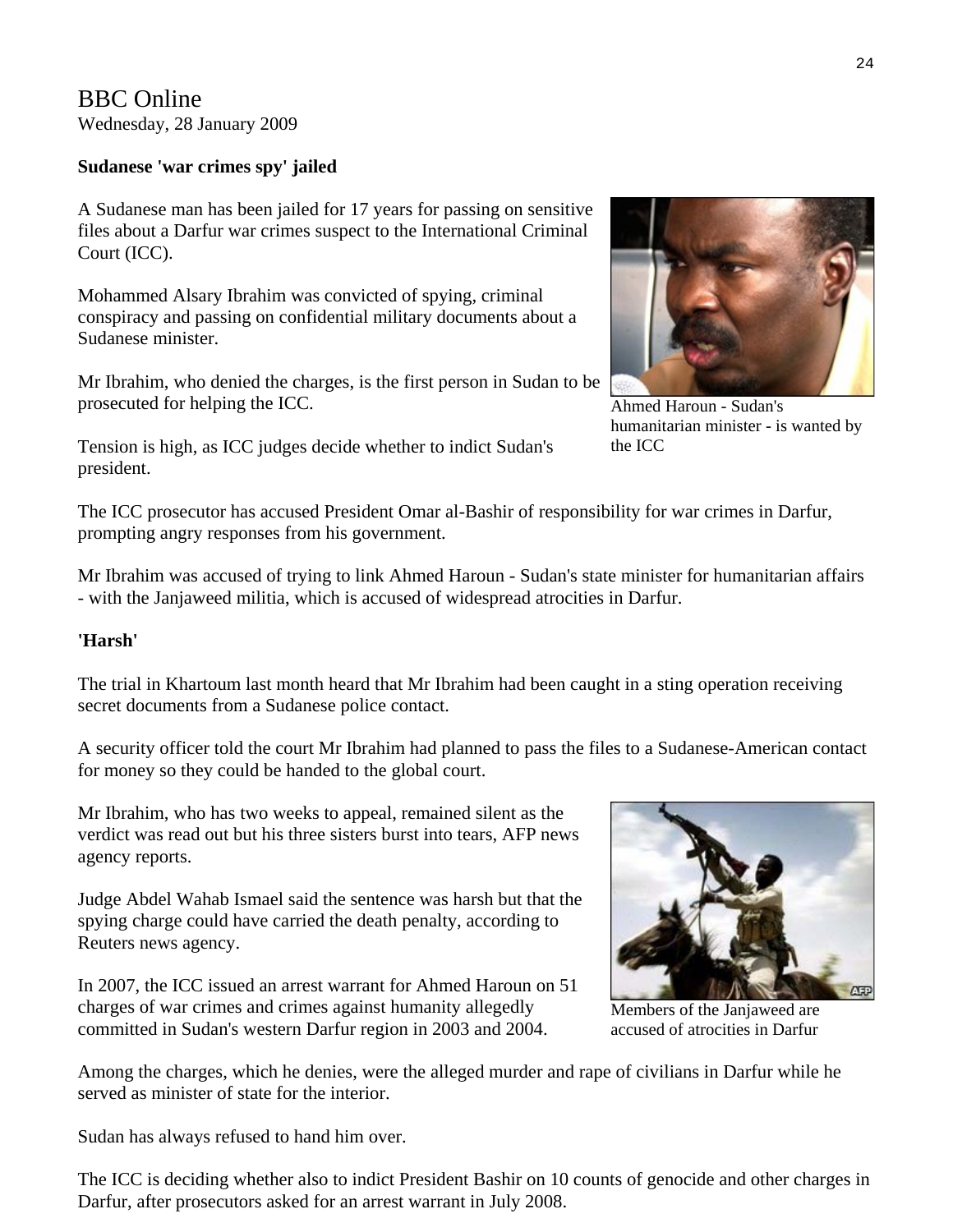BBC Online
Wednesday, 28 January 2009

**Sudanese 'war crimes spy' jailed**

A Sudanese man has been jailed for 17 years for passing on sensitive files about a Darfur war crimes suspect to the International Criminal Court (ICC).

Mohammed Alsary Ibrahim was convicted of spying, criminal conspiracy and passing on confidential military documents about a Sudanese minister.

Mr Ibrahim, who denied the charges, is the first person in Sudan to be prosecuted for helping the ICC.

Tension is high, as ICC judges decide whether to indict Sudan's president.

Ahmed Haroun - Sudan's humanitarian minister - is wanted by the ICC

The ICC prosecutor has accused President Omar al-Bashir of responsibility for war crimes in Darfur, prompting angry responses from his government.

Mr Ibrahim was accused of trying to link Ahmed Haroun - Sudan's state minister for humanitarian affairs - with the Janjaweed militia, which is accused of widespread atrocities in Darfur.

**'Harsh'**

The trial in Khartoum last month heard that Mr Ibrahim had been caught in a sting operation receiving secret documents from a Sudanese police contact.

A security officer told the court Mr Ibrahim had planned to pass the files to a Sudanese-American contact for money so they could be handed to the global court.

Mr Ibrahim, who has two weeks to appeal, remained silent as the verdict was read out but his three sisters burst into tears, AFP news agency reports.

Judge Abdel Wahab Ismael said the sentence was harsh but that the spying charge could have carried the death penalty, according to Reuters news agency.

In 2007, the ICC issued an arrest warrant for Ahmed Haroun on 51 charges of war crimes and crimes against humanity allegedly committed in Sudan's western Darfur region in 2003 and 2004.

Members of the Janjaweed are accused of atrocities in Darfur

Among the charges, which he denies, were the alleged murder and rape of civilians in Darfur while he served as minister of state for the interior.

Sudan has always refused to hand him over.

The ICC is deciding whether also to indict President Bashir on 10 counts of genocide and other charges in Darfur, after prosecutors asked for an arrest warrant in July 2008.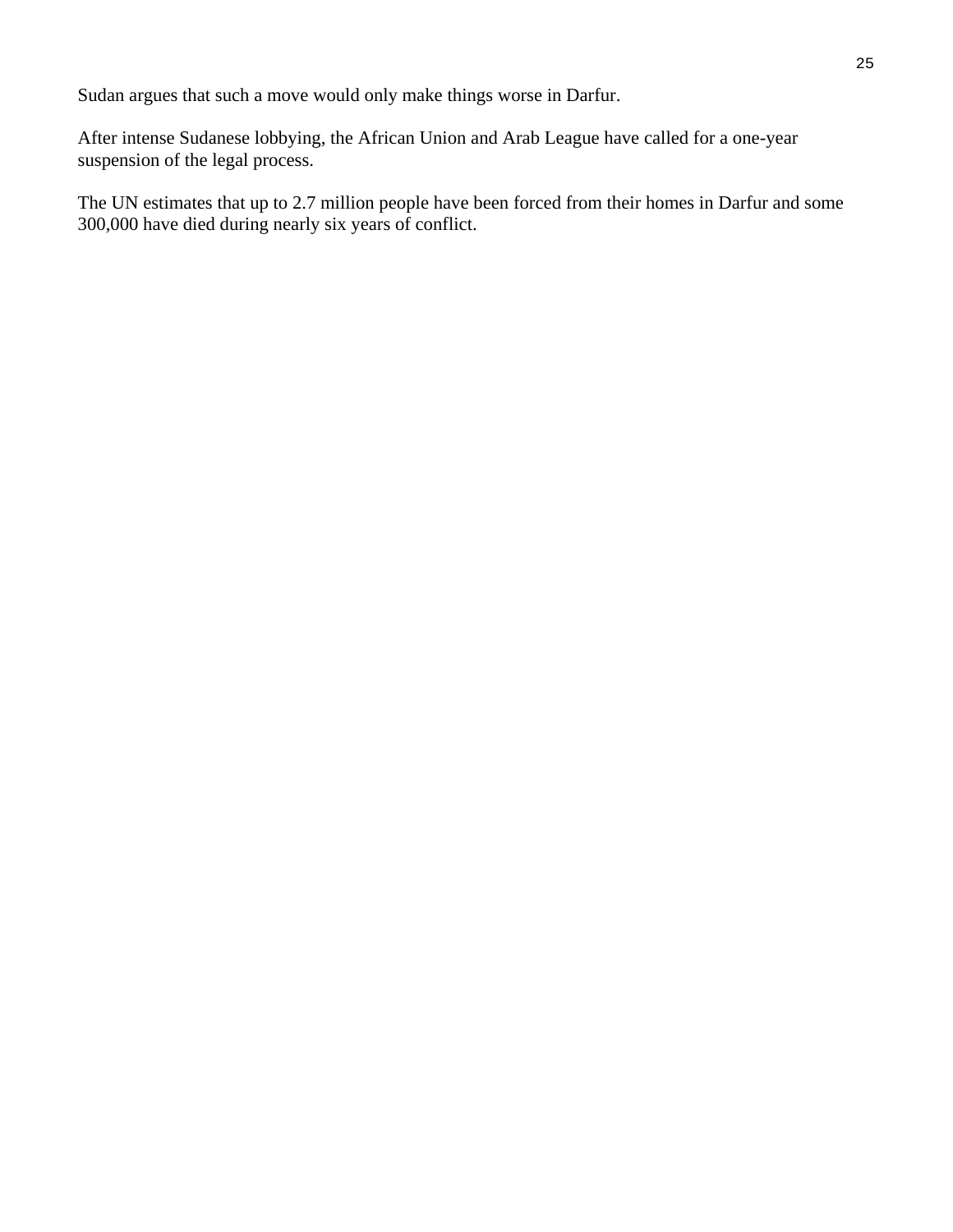Sudan argues that such a move would only make things worse in Darfur.

After intense Sudanese lobbying, the African Union and Arab League have called for a one-year suspension of the legal process.

The UN estimates that up to 2.7 million people have been forced from their homes in Darfur and some 300,000 have died during nearly six years of conflict.